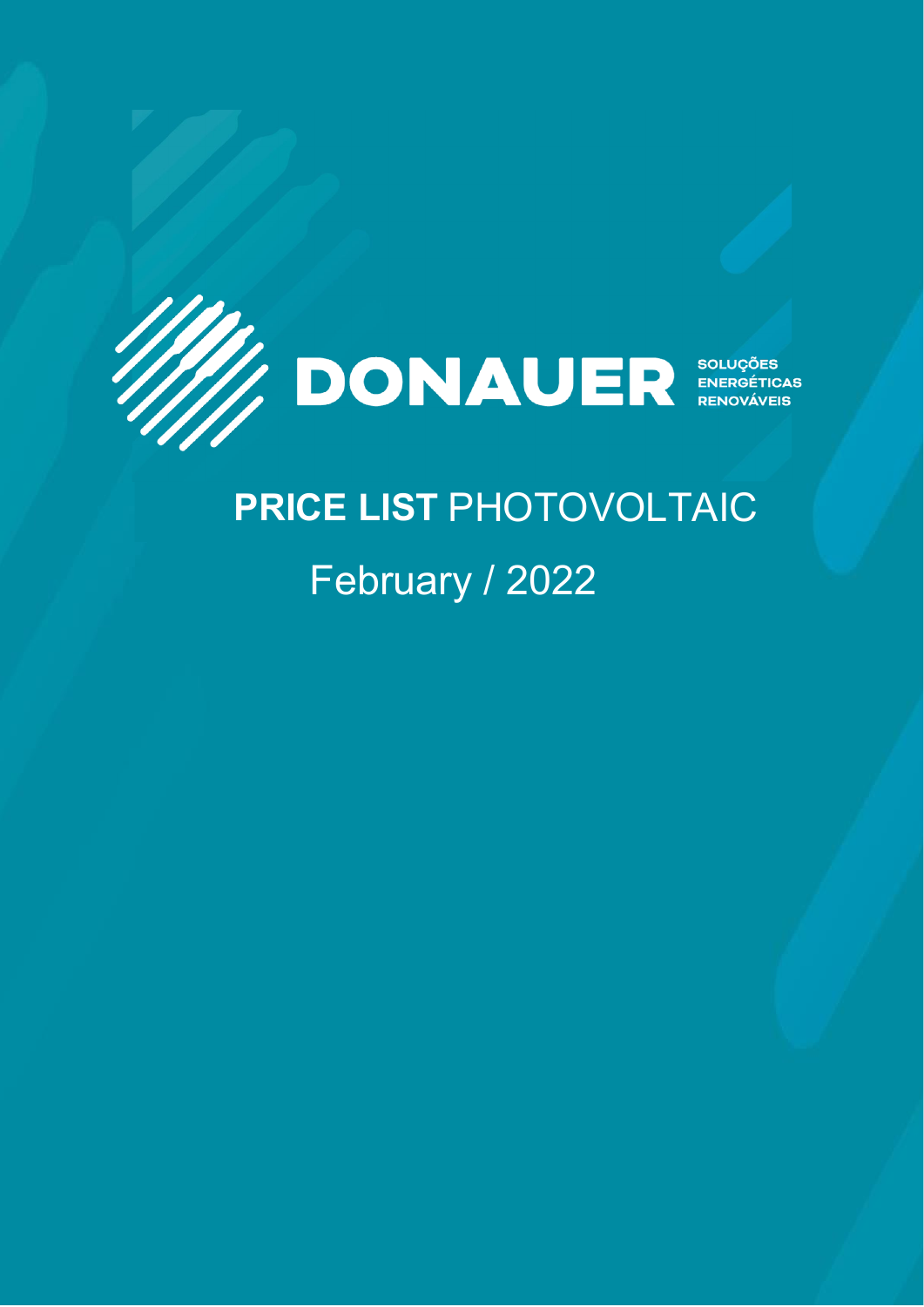# DONAUER

SOLUÇÕES ENERGÉTICAS RENOVÁVEIS

## **PRICE LIST** PHOTOVOLTAIC

February / 2022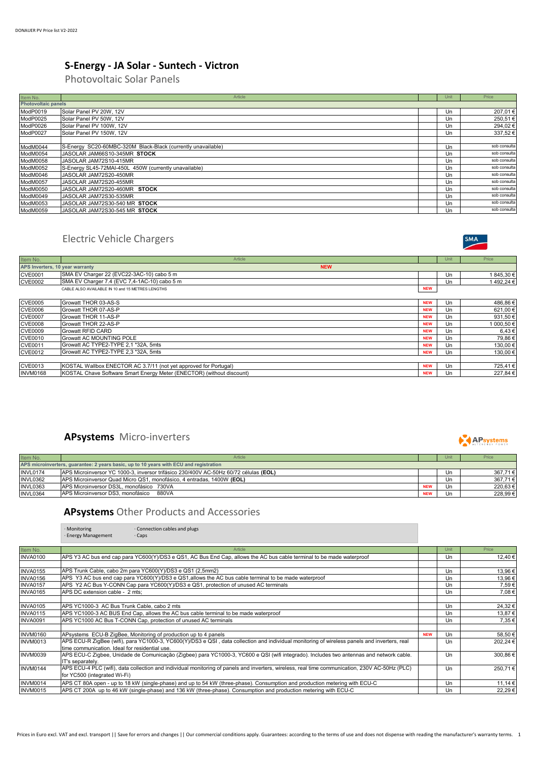# S-Energy - JA Solar - Suntech - Victron

## Photovoltaic Solar Panels

| Item No. | Article | | Unit | Price |
|---|---|---|---|---|
| **Photovoltaic panels** | | | | |
| ModP0019 | Solar Panel PV 20W, 12V | | Un | 207,01 € |
| ModP0025 | Solar Panel PV 50W, 12V | | Un | 250,51 € |
| ModP0026 | Solar Panel PV 100W, 12V | | Un | 294,02 € |
| ModP0027 | Solar Panel PV 150W, 12V | | Un | 337,52 € |
| | | | | |
| ModM0044 | S-Energy SC20-60MBC-320M Black-Black (currently unavailable) | | Un | sob consulta |
| ModM0054 | JASOLAR JAM66S10-345MR **STOCK** | | Un | sob consulta |
| ModM0058 | JASOLAR JAM72S10-415MR | | Un | sob consulta |
| ModM0052 | S-Energy SL45-72MAI-450L 450W (currently unavailable) | | Un | sob consulta |
| ModM0046 | JASOLAR JAM72S20-450MR | | Un | sob consulta |
| ModM0057 | JASOLAR JAM72S20-455MR | | Un | sob consulta |
| ModM0050 | JASOLAR JAM72S20-460MR **STOCK** | | Un | sob consulta |
| ModM0049 | JASOLAR JAM72S30-535MR | | Un | sob consulta |
| ModM0053 | JASOLAR JAM72S30-540 MR **STOCK** | | Un | sob consulta |
| ModM0059 | JASOLAR JAM72S30-545 MR **STOCK** | | Un | sob consulta |

## Electric Vehicle Chargers

SMA

| Item No. | Article | | Unit | Price |
|---|---|---|---|---|
| **APS Inverters, 10 year warranty** | **NEW** | | | |
| CVE0001 | SMA EV Charger 22 (EVC22-3AC-10) cabo 5 m | | Un | 1 845,30 € |
| CVE0002 | SMA EV Charger 7.4 (EVC 7,4-1AC-10) cabo 5 m | | Un | 1 492,24 € |
| | CABLE ALSO AVAILABLE IN 10 and 15 METRES LENGTHS | NEW | | |
| | | | | |
| CVE0005 | Growatt THOR 03-AS-S | NEW | Un | 486,86 € |
| CVE0006 | Growatt THOR 07-AS-P | NEW | Un | 621,00 € |
| CVE0007 | Growatt THOR 11-AS-P | NEW | Un | 931,50 € |
| CVE0008 | Growatt THOR 22-AS-P | NEW | Un | 1 000,50 € |
| CVE0009 | Growatt RFID CARD | NEW | Un | 6,43 € |
| CVE0010 | Growatt AC MOUNTING POLE | NEW | Un | 79,86 € |
| CVE0011 | Growatt AC TYPE2-TYPE 2,1 *32A, 5mts | NEW | Un | 130,00 € |
| CVE0012 | Growatt AC TYPE2-TYPE 2,3 *32A, 5mts | NEW | Un | 130,00 € |
| | | | | |
| CVE0013 | KOSTAL Wallbox ENECTOR AC 3.7/11 (not yet approved for Portugal) | NEW | Un | 725,41 € |
| INVM0168 | KOSTAL Chave Software Smart Energy Meter (ENECTOR) (without discount) | NEW | Un | 227,84 € |

## **APsystems** Micro-inverters

APsystems

| Item No. | Article | | Unit | Price |
|---|---|---|---|---|
| **APS microinverters, guarantee: 2 years basic, up to 10 years with ECU and registration** | | | | |
| INVL0174 | APS Microinversor YC 1000-3, inversor trifásico 230/400V AC-50Hz 60/72 células **(EOL)** | | Un | 367,71 € |
| INVL0362 | APS Microinversor Quad Micro QS1, monofásico, 4 entradas, 1400W **(EOL)** | | Un | 367,71 € |
| INVL0363 | APS Microinversor DS3L, monofásico 730VA | NEW | Un | 220,63 € |
| INVL0364 | APS Microinversor DS3, monofásico 880VA | NEW | Un | 228,99 € |

## **APsystems** Other Products and Accessories

· Monitoring · Connection cables and plugs
· Energy Management · Caps

| Item No. | Article | | Unit | Price |
|---|---|---|---|---|
| INVA0100 | APS Y3 AC bus end cap para YC600(Y)/DS3 e QS1, AC Bus End Cap, allows the AC bus cable terminal to be made waterproof | | Un | 12,40 € |
| | | | | |
| INVA0155 | APS Trunk Cable, cabo 2m para YC600(Y)/DS3 e QS1 (2,5mm2) | | Un | 13,96 € |
| INVA0156 | APS Y3 AC bus end cap para YC600(Y)/DS3 e QS1,allows the AC bus cable terminal to be made waterproof | | Un | 13,96 € |
| INVA0157 | APS Y2 AC Bus Y-CONN Cap para YC600(Y)/DS3 e QS1, protection of unused AC terminals | | Un | 7,59 € |
| INVA0165 | APS DC extension cable - 2 mts; | | Un | 7,08 € |
| | | | | |
| INVA0105 | APS YC1000-3 AC Bus Trunk Cable, cabo 2 mts | | Un | 24,32 € |
| INVA0115 | APS YC1000-3 AC BUS End Cap, allows the AC bus cable terminal to be made waterproof | | Un | 13,87 € |
| INVA0091 | APS YC1000 AC Bus T-CONN Cap, protection of unused AC terminals | | Un | 7,35 € |
| | | | | |
| INVM0160 | APsystems ECU-B ZigBee, Monitoring of production up to 4 panels | NEW | Un | 58,50 € |
| INVM0013 | APS ECU-R ZigBee (wifi), para YC1000-3, YC600(Y)/DS3 e QSI , data collection and individual monitoring of wireless panels and inverters, real time communication. Ideal for residential use. | | Un | 202,24 € |
| INVM0039 | APS ECU-C Zigbee, Unidade de Comunicação (Zigbee) para YC1000-3, YC600 e QSI (wifi integrado). Includes two antennas and network cable. IT's separately. | | Un | 300,86 € |
| INVM0144 | APS ECU-4 PLC (wifi), data collection and individual monitoring of panels and inverters, wireless, real time communication, 230V AC-50Hz (PLC) for YC500 (integrated Wi-Fi) | | Un | 250,71 € |
| INVM0014 | APS CT 80A open - up to 18 kW (single-phase) and up to 54 kW (three-phase). Consumption and production metering with ECU-C | | Un | 11,14 € |
| INVM0015 | APS CT 200A up to 46 kW (single-phase) and 136 kW (three-phase). Consumption and production metering with ECU-C | | Un | 22,29 € |

Prices in Euro excl. VAT and excl. transport || Save for errors and changes || Our commercial conditions apply. Guarantees: according to the terms of use and does not dispense with reading the manufacturer's warranty terms.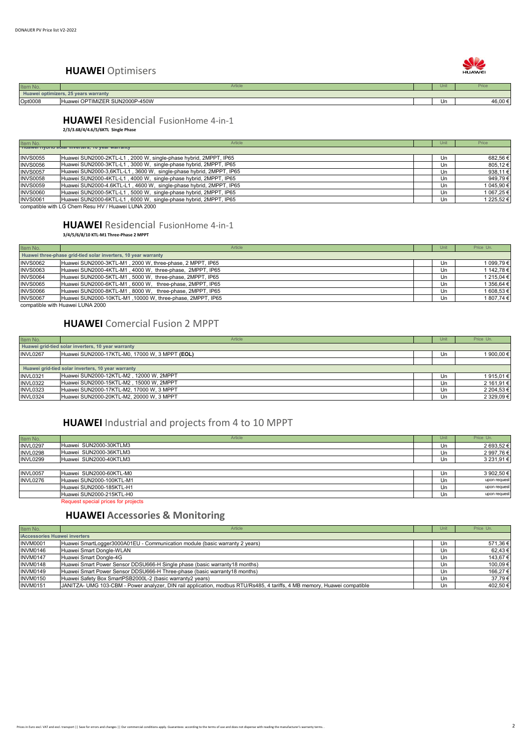## **HUAWEI** Optimisers

| Item No. | Article | | Unit | Price |
|---|---|---|---|---|
| **Huawei optimizers, 25 years warranty** | | | | |
| Opt0008 | Huawei OPTIMIZER SUN2000P-450W | | Un | 46,00 € |

## **HUAWEI** Residencial FusionHome 4-in-1

**2/3/3.68/4/4.6/5/6KTL Single Phase**

| Item No. | Article | | Unit | Price |
|---|---|---|---|---|
| **Huawei hybrid solar inverters, 10 year warranty** | | | | |
| INVS0055 | Huawei SUN2000-2KTL-L1 , 2000 W, single-phase hybrid, 2MPPT, IP65 | | Un | 682,56 € |
| INVS0056 | Huawei SUN2000-3KTL-L1 , 3000 W, single-phase hybrid, 2MPPT, IP65 | | Un | 805,12 € |
| INVS0057 | Huawei SUN2000-3,6KTL-L1 , 3600 W, single-phase hybrid, 2MPPT, IP65 | | Un | 938,11 € |
| INVS0058 | Huawei SUN2000-4KTL-L1 , 4000 W, single-phase hybrid, 2MPPT, IP65 | | Un | 949,79 € |
| INVS0059 | Huawei SUN2000-4.6KTL-L1 , 4600 W, single-phase hybrid, 2MPPT, IP65 | | Un | 1 045,90 € |
| INVS0060 | Huawei SUN2000-5KTL-L1 , 5000 W, single-phase hybrid, 2MPPT, IP65 | | Un | 1 067,25 € |
| INVS0061 | Huawei SUN2000-6KTL-L1 , 6000 W, single-phase hybrid, 2MPPT, IP65 | | Un | 1 225,52 € |

compatible with LG Chem Resu HV / Huawei LUNA 2000

## **HUAWEI** Residencial FusionHome 4-in-1

**3/4/5/6/8/10 KTL-M1 Three-Phase 2 MPPT**

| Item No. | Article | | Unit | Price Un. |
|---|---|---|---|---|
| **Huawei three-phase grid-tied solar inverters, 10 year warranty** | | | | |
| INVS0062 | Huawei SUN2000-3KTL-M1 , 2000 W, three-phase, 2 MPPT, IP65 | | Un | 1 099,79 € |
| INVS0063 | Huawei SUN2000-4KTL-M1 , 4000 W, three-phase, 2MPPT, IP65 | | Un | 1 142,78 € |
| INVS0064 | Huawei SUN2000-5KTL-M1 , 5000 W, three-phase, 2MPPT, IP65 | | Un | 1 215,04 € |
| INVS0065 | Huawei SUN2000-6KTL-M1 , 6000 W, three-phase, 2MPPT, IP65 | | Un | 1 356,64 € |
| INVS0066 | Huawei SUN2000-8KTL-M1 , 8000 W, three-phase, 2MPPT, IP65 | | Un | 1 608,53 € |
| INVS0067 | Huawei SUN2000-10KTL-M1 ,10000 W, three-phase, 2MPPT, IP65 | | Un | 1 807,74 € |

compatible with Huawei LUNA 2000

## **HUAWEI** Comercial Fusion 2 MPPT

| Item No. | Article | | Unit | Price Un. |
|---|---|---|---|---|
| **Huawei grid-tied solar inverters, 10 year warranty** | | | | |
| INVL0267 | Huawei SUN2000-17KTL-M0, 17000 W, 3 MPPT **(EOL)** | | Un | 1 900,00 € |
| | | | | |
| **Huawei grid-tied solar inverters, 10 year warranty** | | | | |
| INVL0321 | Huawei SUN2000-12KTL-M2 , 12000 W, 2MPPT | | Un | 1 915,01 € |
| INVL0322 | Huawei SUN2000-15KTL-M2 , 15000 W, 2MPPT | | Un | 2 161,91 € |
| INVL0323 | Huawei SUN2000-17KTL-M2, 17000 W, 3 MPPT | | Un | 2 204,53 € |
| INVL0324 | Huawei SUN2000-20KTL-M2, 20000 W, 3 MPPT | | Un | 2 329,09 € |

## **HUAWEI** Industrial and projects from 4 to 10 MPPT

| Item No. | Article | | Unit | Price Un. |
|---|---|---|---|---|
| INVL0297 | Huawei SUN2000-30KTLM3 | | Un | 2 693,52 € |
| INVL0298 | Huawei SUN2000-36KTLM3 | | Un | 2 997,76 € |
| INVL0299 | Huawei SUN2000-40KTLM3 | | Un | 3 231,91 € |
| | | | | |
| INVL0057 | Huawei SUN2000-60KTL-M0 | | Un | 3 902,50 € |
| INVL0276 | Huawei SUN2000-100KTL-M1 | | Un | upon request |
| | Huawei SUN2000-185KTL-H1 | | Un | upon request |
| | Huawei SUN2000-215KTL-H0 | | Un | upon request |

Request special prices for projects

## **HUAWEI Accessories & Monitoring**

| Item No. | Article | | Unit | Price Un. |
|---|---|---|---|---|
| **iAccessories Huawei inverters** | | | | |
| INVM0001 | Huawei SmartLogger3000A01EU - Communication module (basic warranty 2 years) | | Un | 571,36 € |
| INVM0146 | Huawei Smart Dongle-WLAN | | Un | 62,43 € |
| INVM0147 | Huawei Smart Dongle-4G | | Un | 143,67 € |
| INVM0148 | Huawei Smart Power Sensor DDSU666-H Single phase (basic warranty18 months) | | Un | 100,09 € |
| INVM0149 | Huawei Smart Power Sensor DDSU666-H Three-phase (basic warranty18 months) | | Un | 166,27 € |
| INVM0150 | Huawei Safety Box SmartPSB2000L-2 (basic warranty2 years) | | Un | 37,79 € |
| INVM0151 | JANITZA- UMG 103-CBM - Power analyzer, DIN rail application, modbus RTU/Rs485, 4 tariffs, 4 MB memory, Huawei compatible | | Un | 402,50 € |

Prices in Euro excl. VAT and excl. transport || Save for errors and changes || Our commercial conditions apply. Guarantees: according to the terms of use and does not dispense with reading the manufacturer's warranty terms..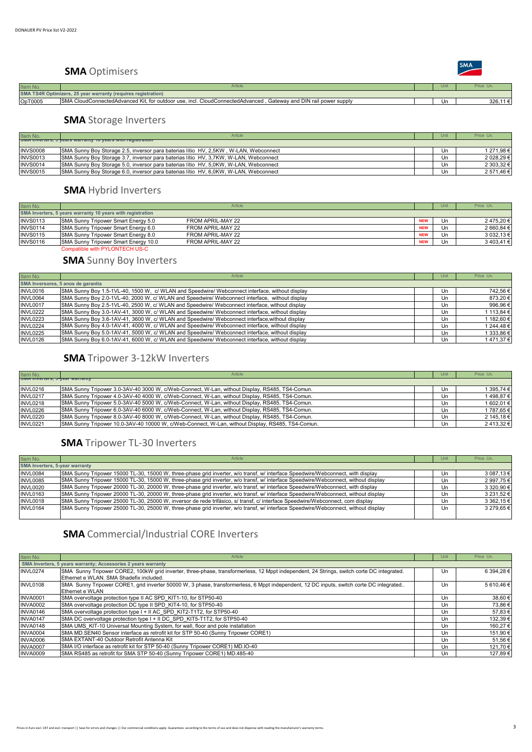## **SMA** Optimisers

| Item No. | Article | | Unit | Price Un. |
|---|---|---|---|---|
| **SMA TS4R Optimizers, 25 year warranty (requires registration)** | | | | |
| OpT0005 | SMA CloudConnectedAdvanced Kit, for outdoor use, incl. CloudConnectedAdvanced , Gateway and DIN rail power supply | | Un | 326,11 € |

## **SMA** Storage Inverters

| Item No. | Article | | Unit | Price Un. |
|---|---|---|---|---|
| **SMA Inverters, 5 years warranty 10 years with registration** | | | | |
| INVS0008 | SMA Sunny Boy Storage 2.5, inversor para baterias lítio HV, 2,5KW , W-LAN, Webconnect | | Un | 1 271,98 € |
| INVS0013 | SMA Sunny Boy Storage 3.7, inversor para baterias lítio HV, 3,7KW, W-LAN, Webconnect | | Un | 2 028,29 € |
| INVS0014 | SMA Sunny Boy Storage 5.0, inversor para baterias lítio HV, 5,0KW, W-LAN, Webconnect | | Un | 2 303,32 € |
| INVS0015 | SMA Sunny Boy Storage 6.0, inversor para baterias lítio HV, 6,0KW, W-LAN, Webconnect | | Un | 2 571,46 € |

## **SMA** Hybrid Inverters

| Item No. | Article | | | Unit | Price Un. |
|---|---|---|---|---|---|
| **SMA Inverters, 5 years warranty 10 years with registration** | | | | | |
| INVS0113 | SMA Sunny Tripower Smart Energy 5.0 | FROM APRIL-MAY 22 | NEW | Un | 2 475,20 € |
| INVS0114 | SMA Sunny Tripower Smart Energy 6.0 | FROM APRIL-MAY 22 | NEW | Un | 2 660,84 € |
| INVS0115 | SMA Sunny Tripower Smart Energy 8.0 | FROM APRIL-MAY 22 | NEW | Un | 3 032,13 € |
| INVS0116 | SMA Sunny Tripower Smart Energy 10.0 | FROM APRIL-MAY 22 | NEW | Un | 3 403,41 € |

Compatible with PYLONTECH US-C

## **SMA** Sunny Boy Inverters

| Item No. | Article | | Unit | Price Un. |
|---|---|---|---|---|
| **SMA Inversores, 5 anos de garantia** | | | | |
| INVL0016 | SMA Sunny Boy 1.5-1VL-40, 1500 W, c/ WLAN and Speedwire/ Webconnect interface, without display | | Un | 742,56 € |
| INVL0064 | SMA Sunny Boy 2.0-1VL-40, 2000 W, c/ WLAN and Speedwire/ Webconnect interface, without display | | Un | 873,20 € |
| INVL0017 | SMA Sunny Boy 2.5-1VL-40, 2500 W, c/ WLAN and Speedwire/ Webconnect interface, without display | | Un | 996,96 € |
| INVL0222 | SMA Sunny Boy 3.0-1AV-41, 3000 W, c/ WLAN and Speedwire/ Webconnect interface, without display | | Un | 1 113,84 € |
| INVL0223 | SMA Sunny Boy 3.6-1AV-41, 3600 W, c/ WLAN and Speedwire/ Webconnect interface,without display | | Un | 1 182,60 € |
| INVL0224 | SMA Sunny Boy 4.0-1AV-41, 4000 W, c/ WLAN and Speedwire/ Webconnect interface, without display | | Un | 1 244,48 € |
| INVL0225 | SMA Sunny Boy 5.0-1AV-41, 5000 W, c/ WLAN and Speedwire/ Webconnect interface, without display | | Un | 1 333,86 € |
| INVL0126 | SMA Sunny Boy 6.0-1AV-41, 6000 W, c/ WLAN and Speedwire/ Webconnect interface, without display | | Un | 1 471,37 € |

## **SMA** Tripower 3-12kW Inverters

| Item No. | Article | | Unit | Price Un. |
|---|---|---|---|---|
| **SMA Inverters, 5-year warranty** | | | | |
| INVL0216 | SMA Sunny Tripower 3.0-3AV-40 3000 W, c/Web-Connect, W-Lan, without Display, RS485, TS4-Comun. | | Un | 1 395,74 € |
| INVL0217 | SMA Sunny Tripower 4.0-3AV-40 4000 W, c/Web-Connect, W-Lan, without Display, RS485, TS4-Comun. | | Un | 1 498,87 € |
| INVL0218 | SMA Sunny Tripower 5.0-3AV-40 5000 W, c/Web-Connect, W-Lan, without Display, RS485, TS4-Comun. | | Un | 1 602,01 € |
| INVL0226 | SMA Sunny Tripower 6.0-3AV-40 6000 W, c/Web-Connect, W-Lan, without Display, RS485, TS4-Comun. | | Un | 1 787,65 € |
| INVL0220 | SMA Sunny Tripower 8.0-3AV-40 8000 W, c/Web-Connect, W-Lan, without Display, RS485, TS4-Comun. | | Un | 2 145,18 € |
| INVL0221 | SMA Sunny Tripower 10.0-3AV-40 10000 W, c/Web-Connect, W-Lan, without Display, RS485, TS4-Comun. | | Un | 2 413,32 € |

## **SMA** Tripower TL-30 Inverters

| Item No. | Article | | Unit | Price Un. |
|---|---|---|---|---|
| **SMA Inverters, 5-year warranty** | | | | |
| INVL0084 | SMA Sunny Tripower 15000 TL-30, 15000 W, three-phase grid inverter, w/o transf, w/ interface Speedwire/Webconnect, with display | | Un | 3 087,13 € |
| INVL0085 | SMA Sunny Tripower 15000 TL-30, 15000 W, three-phase grid inverter, w/o transf, w/ interface Speedwire/Webconnect, without display | | Un | 2 997,75 € |
| INVL0020 | SMA Sunny Tripower 20000 TL-30, 20000 W, three-phase grid inverter, w/o transf, w/ interface Speedwire/Webconnect, with display | | Un | 3 320,90 € |
| INVL0163 | SMA Sunny Tripower 20000 TL-30, 20000 W, three-phase grid inverter, w/o transf, w/ interface Speedwire/Webconnect, without display | | Un | 3 231,52 € |
| INVL0018 | SMA Sunny Tripower 25000 TL-30, 25000 W, inversor de rede trifásico, s/ transf, c/ interface Speedwire/Webconnect, com display | | Un | 3 362,15 € |
| INVL0164 | SMA Sunny Tripower 25000 TL-30, 25000 W, three-phase grid inverter, w/o transf, w/ interface Speedwire/Webconnect, without display | | Un | 3 279,65 € |

## **SMA** Commercial/Industrial CORE Inverters

| Item No. | Article | | Unit | Price Un. |
|---|---|---|---|---|
| **SMA Inverters, 5 years warranty; Accessories 2 years warranty** | | | | |
| INVL0274 | SMA Sunny Tripower CORE2, 100kW grid inverter, three-phase, transformerless, 12 Mppt independent, 24 Strings, switch corte DC integrated. Ethernet e WLAN. SMA Shadefix included. | | Un | 6 394,28 € |
| INVL0108 | SMA Sunny Tripower CORE1, grid inverter 50000 W, 3 phase, transformerless, 6 Mppt independent, 12 DC inputs, switch corte DC integrated.. Ethernet e WLAN | | Un | 5 610,46 € |
| INVA0001 | SMA overvoltage protection type II AC SPD_KIT1-10, for STP50-40 | | Un | 38,60 € |
| INVA0002 | SMA overvoltage protection DC type II SPD_KIT4-10, for STP50-40 | | Un | 73,86 € |
| INVA0146 | SMA overvoltage protection type I + II AC_SPD_KIT2-T1T2, for STP50-40 | | Un | 57,83 € |
| INVA0147 | SMA DC overvoltage protection type I + II DC_SPD_KIT5-T1T2, for STP50-40 | | Un | 132,39 € |
| INVA0148 | SMA UMS_KIT-10 Universal Mounting System, for wall, floor and pole installation | | Un | 160,27 € |
| INVA0004 | SMA MD.SEN40 Sensor interface as retrofit kit for STP 50-40 (Sunny Tripower CORE1) | | Un | 151,90 € |
| INVA0006 | SMA EXTANT-40 Outdoor Retrofit Antenna Kit | | Un | 51,56 € |
| INVA0007 | SMA I/O interface as retrofit kit for STP 50-40 (Sunny Tripower CORE1) MD.IO-40 | | Un | 121,70 € |
| INVA0009 | SMA RS485 as retrofit for SMA STP 50-40 (Sunny Tripower CORE1) MD.485-40 | | Un | 127,89 € |

Prices in Euro excl. VAT and excl. transport || Save for errors and changes || Our commercial conditions apply. Guarantees: according to the terms of use and does not dispense with reading the manufacturer's warranty terms.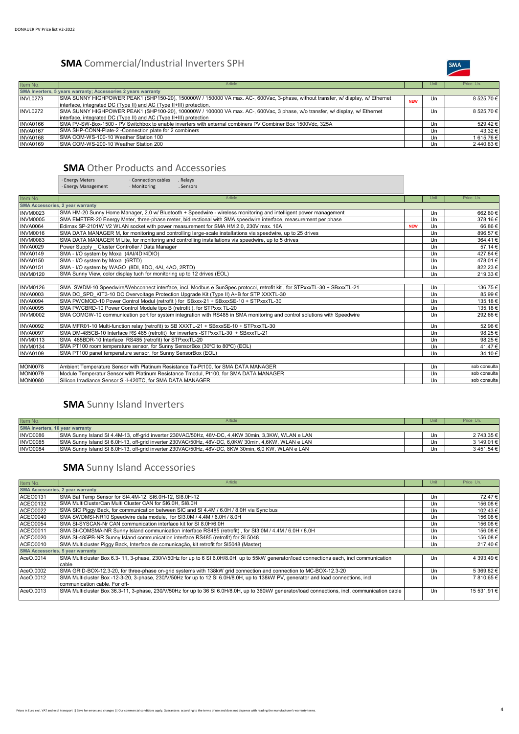## **SMA** Commercial/Industrial Inverters SPH

| Item No. | Article | | Unit | Price Un. |
|---|---|---|---|---|
| **SMA Inverters, 5 years warranty; Accessories 2 years warranty** | | | | |
| INVL0273 | SMA SUNNY HIGHPOWER PEAK1 (SHP150-20), 150000W / 150000 VA max. AC-, 600Vac, 3-phase, without transfer, w/ display, w/ Ethernet interface, integrated DC (Type II) and AC (Type II+III) protection. | NEW | Un | 8 525,70 € |
| INVL0272 | SMA SUNNY HIGHPOWER PEAK1 (SHP100-20), 100000W / 100000 VA max. AC-, 600Vac, 3 phase, w/o transfer, w/ display, w/ Ethernet interface, integrated DC (Type II) and AC (Type II+III) protection | | Un | 8 525,70 € |
| INVA0166 | SMA PV-SW-Box-1500 - PV Switchbox to enable inverters with external combiners PV Combiner Box 1500Vdc, 325A | | Un | 529,42 € |
| INVA0167 | SMA SHP-CONN-Plate-2 -Connection plate for 2 combiners | | Un | 43,32 € |
| INVA0168 | SMA COM-WS-100-10 Weather Station 100 | | Un | 1 615,76 € |
| INVA0169 | SMA COM-WS-200-10 Weather Station 200 | | Un | 2 440,83 € |

## **SMA** Other Products and Accessories

· Energy Meters · Connection cables . Relays
· Energy Management · Monitoring . Sensors

| Item No. | Article | | Unit | Price Un. |
|---|---|---|---|---|
| **SMA Accessories, 2 year warranty** | | | | |
| INVM0023 | SMA HM-20 Sunny Home Manager, 2.0 w/ Bluetooth + Speedwire - wireless monitoring and intelligent power management | | Un | 662,80 € |
| INVM0005 | SMA EMETER-20 Energy Meter, three-phase meter, bidirectional with SMA speedwire interface, measurement per phase | | Un | 378,16 € |
| INVA0064 | Edimax SP-2101W V2 WLAN socket with power measurement for SMA HM 2.0, 230V max. 16A | NEW | Un | 66,86 € |
| INVM0016 | SMA DATA MANAGER M, for monitoring and controlling large-scale installations via speedwire, up to 25 drives | | Un | 896,57 € |
| INVM0083 | SMA DATA MANAGER M Lite, for monitoring and controlling installations via speedwire, up to 5 drives | | Un | 364,41 € |
| INVA0029 | Power Supply _ Cluster Controller / Data Manager | | Un | 57,14 € |
| INVA0149 | SMA - I/O system by Moxa (4AI/4DI/4DIO) | | Un | 427,84 € |
| INVA0150 | SMA - I/O system by Moxa (6RTD) | | Un | 478,01 € |
| INVA0151 | SMA - I/O system by WAGO (8DI, 8DO, 4AI, 4AO, 2RTD) | | Un | 822,23 € |
| INVM0120 | SMA Sunny View, color display tuch for monitoring up to 12 drives (EOL) | | Un | 219,33 € |
| INVM0126 | SMA SWDM-10 Speedwire/Webconnect interface, incl. Modbus e SunSpec protocol, retrofit kit , for STPxxxTL-30 + SBxxxTL-21 | | Un | 136,75 € |
| INVA0003 | SMA DC_SPD_KIT3-10 DC Overvoltage Protection Upgrade Kit (Type II) A+B for STP XXXTL-30 | | Un | 85,99 € |
| INVA0094 | SMA PWCMOD-10 Power Control Modul (retrofit ) for SBxxx-21 + SBxxxSE-10 + STPxxxTL-30 | | Un | 135,18 € |
| INVA0095 | SMA PWCBRD-10 Power Control Module tipo B (retrofit ), for STPxxx TL-20 | | Un | 135,18 € |
| INVM0002 | SMA COMGW-10 communication port for system integration with RS485 in SMA monitoring and control solutions with Speedwire | | Un | 292,66 € |
| INVA0092 | SMA MFR01-10 Multi-function relay (retrofit) to SB XXXTL-21 + SBxxxSE-10 + STPxxxTL-30 | | Un | 52,96 € |
| INVA0097 | SMA DM-485CB-10 Interface RS 485 (retrofit) for inverters -STPxxxTL-30 + SBxxxTL-21 | | Un | 98,25 € |
| INVM0113 | SMA 485BDR-10 Interface RS485 (retrofit) for STPxxxTL-20 | | Un | 98,25 € |
| INVM0134 | SMA PT100 room temperature sensor, for Sunny SensorBox (30ºC to 80ºC) (EOL) | | Un | 41,47 € |
| INVA0109 | SMA PT100 panel temperature sensor, for Sunny SensorBox (EOL) | | Un | 34,10 € |
| MON0078 | Ambient Temperature Sensor with Platinum Resistance Ta-Pt100, for SMA DATA MANAGER | | Un | sob consulta |
| MON0079 | Module Temperatur Sensor with Platinum Resistance Tmodul, Pt100, for SMA DATA MANAGER | | Un | sob consulta |
| MON0080 | Silicon Irradiance Sensor Si-I-420TC, for SMA DATA MANAGER | | Un | sob consulta |

## **SMA** Sunny Island Inverters

| Item No. | Article | | Unit | Price Un. |
|---|---|---|---|---|
| **SMA Inverters, 10 year warranty** | | | | |
| INVO0086 | SMA Sunny Island SI 4.4M-13, off-grid inverter 230VAC/50Hz, 48V-DC, 4,4KW 30min, 3,3KW, WLAN e LAN | | Un | 2 743,35 € |
| INVO0085 | SMA Sunny Island SI 6.0H-13, off-grid inverter 230VAC/50Hz, 48V-DC, 6,0KW 30min, 4,6KW, WLAN e LAN | | Un | 3 149,01 € |
| INVO0084 | SMA Sunny Island SI 8.0H-13, off-grid inverter 230VAC/50Hz, 48V-DC, 8KW 30min, 6,0 KW, WLAN e LAN | | Un | 3 451,54 € |

## **SMA** Sunny Island Accessories

| Item No. | Article | | Unit | Price Un. |
|---|---|---|---|---|
| **SMA Accessories, 2 year warranty** | | | | |
| ACEO0131 | SMA Bat Temp Sensor for SI4.4M-12, SI6.0H-12, SI8.0H-12 | | Un | 72,47 € |
| ACEO0132 | SMA MultiClusterCan Multi Cluster CAN for SI6.0H, SI8.0H | | Un | 156,08 € |
| ACEO0022 | SMA SIC Piggy Back, for communication between SIC and SI 4.4M / 6.0H / 8.0H via Sync bus | | Un | 102,43 € |
| ACEO0040 | SMA SWDMSI-NR10 Speedwire data module, for SI3.0M / 4.4M / 6.0H / 8.0H | | Un | 156,08 € |
| ACEO0054 | SMA SI-SYSCAN-Nr CAN communication interface kit for SI 8.0H/6.0H | | Un | 156,08 € |
| ACEO0011 | SMA SI-COMSMA-NR Sunny Island communication interface RS485 (retrofit) , for SI3.0M / 4.4M / 6.0H / 8.0H | | Un | 156,08 € |
| ACEO0020 | SMA SI-485PB-NR Sunny Island communication interface RS485 (retrofit) for SI 5048 | | Un | 156,08 € |
| ACEO0010 | SMA Multicluster Piggy Back, Interface de comunicação, kit retrofit for SI5048 (Master) | | Un | 217,40 € |
| **SMA Accessories, 5 year warranty** | | | | |
| AceO.0014 | SMA Multicluster Box 6.3- 11, 3-phase, 230/V/50Hz for up to 6 SI 6.0H/8.0H, up to 55kW generator/load connections each, incl communication cable | | Un | 4 393,49 € |
| AceO.0002 | SMA GRID-BOX-12.3-20, for three-phase on-grid systems with 138kW grid connection and connection to MC-BOX-12.3-20 | | Un | 5 369,82 € |
| AceO.0012 | SMA Multicluster Box -12-3-20, 3-phase, 230/V/50Hz for up to 12 SI 6.0H/8.0H, up to 138kW PV, generator and load connections, incl communication cable. For off- | | Un | 7 810,65 € |
| AceO.0013 | SMA Multicluster Box 36.3-11, 3-phase, 230/V/50Hz for up to 36 SI 6.0H/8.0H, up to 360kW generator/load connections, incl. communication cable | | Un | 15 531,91 € |

Prices in Euro excl. VAT and excl. transport || Save for errors and changes || Our commercial conditions apply. Guarantees: according to the terms of use and does not dispense with reading the manufacturer's warranty terms.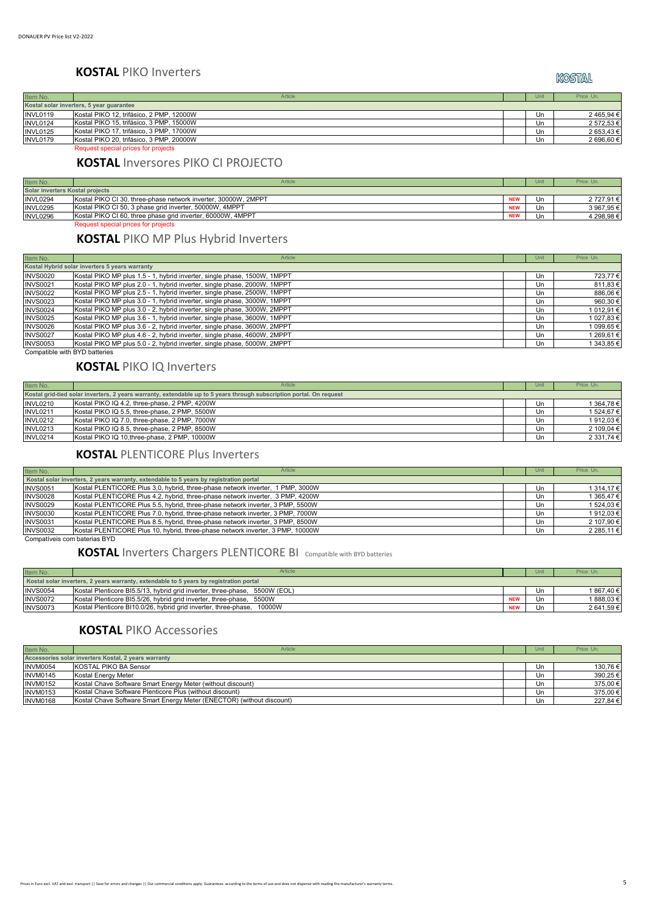## **KOSTAL** PIKO Inverters

KOSTAL

| Item No. | Article | | Unit | Price Un. |
|---|---|---|---|---|
| **Kostal solar inverters, 5 year guarantee** | | | | |
| INVL0119 | Kostal PIKO 12, trifásico, 2 PMP, 12000W | | Un | 2 465,94 € |
| INVL0124 | Kostal PIKO 15, trifásico, 3 PMP, 15000W | | Un | 2 572,53 € |
| INVL0125 | Kostal PIKO 17, trifásico, 3 PMP, 17000W | | Un | 2 653,43 € |
| INVL0179 | Kostal PIKO 20, trifásico, 3 PMP, 20000W | | Un | 2 696,60 € |

Request special prices for projects

## **KOSTAL** Inversores PIKO CI PROJECTO

| Item No. | Article | | Unit | Price Un. |
|---|---|---|---|---|
| **Solar inverters Kostal projects** | | | | |
| INVL0294 | Kostal PIKO CI 30, three-phase network inverter, 30000W, 2MPPT | NEW | Un | 2 727,91 € |
| INVL0295 | Kostal PIKO CI 50, 3 phase grid inverter, 50000W, 4MPPT | NEW | Un | 3 967,95 € |
| INVL0296 | Kostal PIKO CI 60, three phase grid inverter, 60000W, 4MPPT | NEW | Un | 4 298,98 € |

Request special prices for projects

## **KOSTAL** PIKO MP Plus Hybrid Inverters

| Item No. | Article | | Unit | Price Un. |
|---|---|---|---|---|
| **Kostal Hybrid solar inverters 5 years warranty** | | | | |
| INVS0020 | Kostal PIKO MP plus 1.5 - 1, hybrid inverter, single phase, 1500W, 1MPPT | | Un | 723,77 € |
| INVS0021 | Kostal PIKO MP plus 2.0 - 1, hybrid inverter, single phase, 2000W, 1MPPT | | Un | 811,83 € |
| INVS0022 | Kostal PIKO MP plus 2.5 - 1, hybrid inverter, single phase, 2500W, 1MPPT | | Un | 886,06 € |
| INVS0023 | Kostal PIKO MP plus 3.0 - 1, hybrid inverter, single phase, 3000W, 1MPPT | | Un | 960,30 € |
| INVS0024 | Kostal PIKO MP plus 3.0 - 2, hybrid inverter, single phase, 3000W, 2MPPT | | Un | 1 012,91 € |
| INVS0025 | Kostal PIKO MP plus 3.6 - 1, hybrid inverter, single phase, 3600W, 1MPPT | | Un | 1 027,83 € |
| INVS0026 | Kostal PIKO MP plus 3.6 - 2, hybrid inverter, single phase, 3600W, 2MPPT | | Un | 1 099,65 € |
| INVS0027 | Kostal PIKO MP plus 4.6 - 2, hybrid inverter, single phase, 4600W, 2MPPT | | Un | 1 269,61 € |
| INVS0053 | Kostal PIKO MP plus 5.0 - 2, hybrid inverter, single phase, 5000W, 2MPPT | | Un | 1 343,85 € |

Compatible with BYD batteries

## **KOSTAL** PIKO IQ Inverters

| Item No. | Article | | Unit | Price Un. |
|---|---|---|---|---|
| **Kostal grid-tied solar inverters, 2 years warranty, extendable up to 5 years through subscription portal. On request** | | | | |
| INVL0210 | Kostal PIKO IQ 4.2, three-phase, 2 PMP, 4200W | | Un | 1 364,78 € |
| INVL0211 | Kostal PIKO IQ 5.5, three-phase, 2 PMP, 5500W | | Un | 1 524,67 € |
| INVL0212 | Kostal PIKO IQ 7.0, three-phase, 2 PMP, 7000W | | Un | 1 912,03 € |
| INVL0213 | Kostal PIKO IQ 8.5, three-phase, 2 PMP, 8500W | | Un | 2 109,04 € |
| INVL0214 | Kostal PIKO IQ 10,three-phase, 2 PMP, 10000W | | Un | 2 331,74 € |

## **KOSTAL** PLENTICORE Plus Inverters

| Item No. | Article | | Unit | Price Un. |
|---|---|---|---|---|
| **Kostal solar inverters, 2 years warranty, extendable to 5 years by registration portal** | | | | |
| INVS0051 | Kostal PLENTICORE Plus 3,0, hybrid, three-phase network inverter, 1 PMP, 3000W | | Un | 1 314,17 € |
| INVS0028 | Kostal PLENTICORE Plus 4.2, hybrid, three-phase network inverter, 3 PMP, 4200W | | Un | 1 365,47 € |
| INVS0029 | Kostal PLENTICORE Plus 5.5, hybrid, three-phase network inverter, 3 PMP, 5500W | | Un | 1 524,03 € |
| INVS0030 | Kostal PLENTICORE Plus 7.0, hybrid, three-phase network inverter, 3 PMP, 7000W | | Un | 1 912,03 € |
| INVS0031 | Kostal PLENTICORE Plus 8.5, hybrid, three-phase network inverter, 3 PMP, 8500W | | Un | 2 107,90 € |
| INVS0032 | Kostal PLENTICORE Plus 10, hybrid, three-phase network inverter, 3 PMP, 10000W | | Un | 2 285,11 € |

Compatíveis com baterias BYD

## **KOSTAL** Inverters Chargers PLENTICORE BI Compatible with BYD batteries

| Item No. | Article | | Unit | Price Un. |
|---|---|---|---|---|
| **Kostal solar inverters, 2 years warranty, extendable to 5 years by registration portal** | | | | |
| INVS0054 | Kostal Plenticore BI5.5/13, hybrid grid inverter, three-phase, 5500W (EOL) | | Un | 1 867,40 € |
| INVS0072 | Kostal Plenticore BI5.5/26, hybrid grid inverter, three-phase, 5500W | NEW | Un | 1 888,03 € |
| INVS0073 | Kostal Plenticore BI10.0/26, hybrid grid inverter, three-phase, 10000W | NEW | Un | 2 641,59 € |

## **KOSTAL** PIKO Accessories

| Item No. | Article | | Unit | Price Un. |
|---|---|---|---|---|
| **Accessories solar inverters Kostal, 2 years warranty** | | | | |
| INVM0054 | KOSTAL PIKO BA Sensor | | Un | 130,76 € |
| INVM0145 | Kostal Energy Meter | | Un | 390,25 € |
| INVM0152 | Kostal Chave Software Smart Energy Meter (without discount) | | Un | 375,00 € |
| INVM0153 | Kostal Chave Software Plenticore Plus (without discount) | | Un | 375,00 € |
| INVM0168 | Kostal Chave Software Smart Energy Meter (ENECTOR) (without discount) | | Un | 227,84 € |

Prices in Euro excl. VAT and excl. transport || Save for errors and changes || Our commercial conditions apply. Guarantees: according to the terms of use and does not dispense with reading the manufacturer's warranty terms.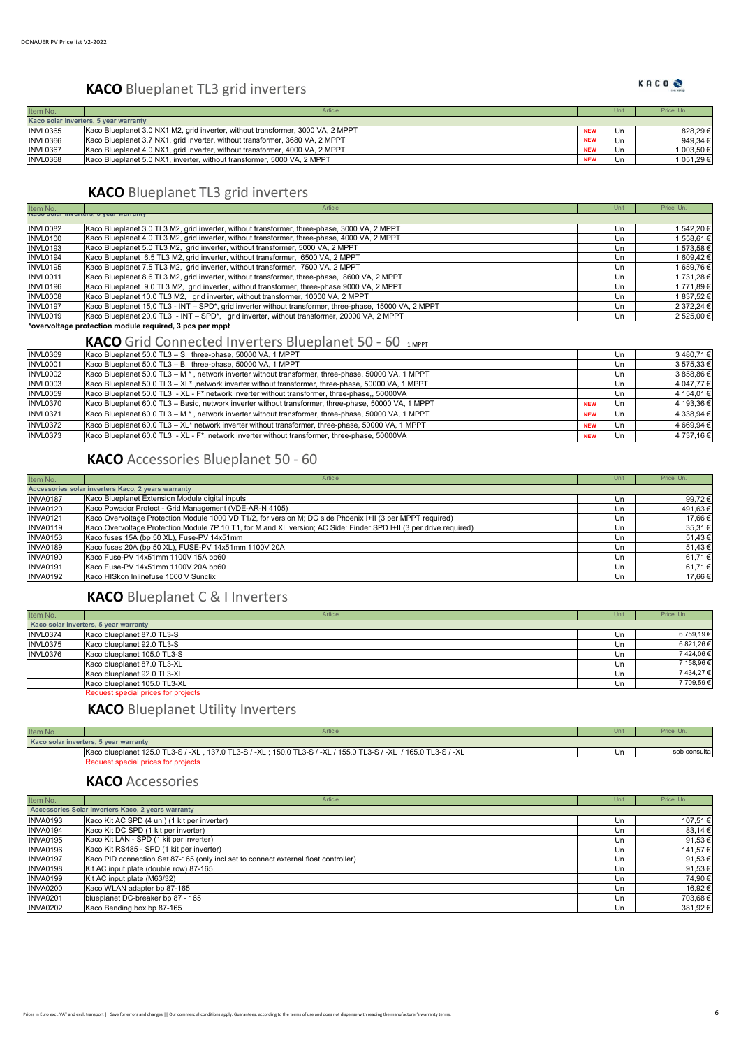## **KACO** Blueplanet TL3 grid inverters

| Item No. | Article | | Unit | Price Un. |
|---|---|---|---|---|
| **Kaco solar inverters, 5 year warranty** | | | | |
| INVL0365 | Kaco Blueplanet 3.0 NX1 M2, grid inverter, without transformer, 3000 VA, 2 MPPT | NEW | Un | 828,29 € |
| INVL0366 | Kaco Blueplanet 3.7 NX1, grid inverter, without transformer, 3680 VA, 2 MPPT | NEW | Un | 949,34 € |
| INVL0367 | Kaco Blueplanet 4.0 NX1, grid inverter, without transformer, 4000 VA, 2 MPPT | NEW | Un | 1 003,50 € |
| INVL0368 | Kaco Blueplanet 5.0 NX1, inverter, without transformer, 5000 VA, 2 MPPT | NEW | Un | 1 051,29 € |

## **KACO** Blueplanet TL3 grid inverters

| Item No. | Article | | Unit | Price Un. |
|---|---|---|---|---|
| **Kaco solar inverters, 5 year warranty** | | | | |
| INVL0082 | Kaco Blueplanet 3.0 TL3 M2, grid inverter, without transformer, three-phase, 3000 VA, 2 MPPT | | Un | 1 542,20 € |
| INVL0100 | Kaco Blueplanet 4.0 TL3 M2, grid inverter, without transformer, three-phase, 4000 VA, 2 MPPT | | Un | 1 558,61 € |
| INVL0193 | Kaco Blueplanet 5.0 TL3 M2, grid inverter, without transformer, 5000 VA, 2 MPPT | | Un | 1 573,58 € |
| INVL0194 | Kaco Blueplanet 6.5 TL3 M2, grid inverter, without transformer, 6500 VA, 2 MPPT | | Un | 1 609,42 € |
| INVL0195 | Kaco Blueplanet 7.5 TL3 M2, grid inverter, without transformer, 7500 VA, 2 MPPT | | Un | 1 659,76 € |
| INVL0011 | Kaco Blueplanet 8.6 TL3 M2, grid inverter, without transformer, three-phase, 8600 VA, 2 MPPT | | Un | 1 731,28 € |
| INVL0196 | Kaco Blueplanet 9.0 TL3 M2, grid inverter, without transformer, three-phase 9000 VA, 2 MPPT | | Un | 1 771,89 € |
| INVL0008 | Kaco Blueplanet 10.0 TL3 M2, grid inverter, without transformer, 10000 VA, 2 MPPT | | Un | 1 837,52 € |
| INVL0197 | Kaco Blueplanet 15,0 TL3 - INT – SPD*, grid inverter without transformer, three-phase, 15000 VA, 2 MPPT | | Un | 2 372,24 € |
| INVL0019 | Kaco Blueplanet 20.0 TL3 - INT – SPD*, grid inverter, without transformer, 20000 VA, 2 MPPT | | Un | 2 525,00 € |

**\*overvoltage protection module required, 3 pcs per mppt**

## **KACO** Grid Connected Inverters Blueplanet 50 - 60 1 MPPT

| Item No. | Article | | Unit | Price Un. |
|---|---|---|---|---|
| INVL0369 | Kaco Blueplanet 50.0 TL3 – S, three-phase, 50000 VA, 1 MPPT | | Un | 3 480,71 € |
| INVL0001 | Kaco Blueplanet 50.0 TL3 – B, three-phase, 50000 VA, 1 MPPT | | Un | 3 575,33 € |
| INVL0002 | Kaco Blueplanet 50.0 TL3 – M * , network inverter without transformer, three-phase, 50000 VA, 1 MPPT | | Un | 3 858,86 € |
| INVL0003 | Kaco Blueplanet 50.0 TL3 – XL* ,network inverter without transformer, three-phase, 50000 VA, 1 MPPT | | Un | 4 047,77 € |
| INVL0059 | Kaco Blueplanet 50.0 TL3 - XL - F*,network inverter without transformer, three-phase,, 50000VA | | Un | 4 154,01 € |
| INVL0370 | Kaco Blueplanet 60.0 TL3 – Basic, network inverter without transformer, three-phase, 50000 VA, 1 MPPT | NEW | Un | 4 193,36 € |
| INVL0371 | Kaco Blueplanet 60.0 TL3 – M * , network inverter without transformer, three-phase, 50000 VA, 1 MPPT | NEW | Un | 4 338,94 € |
| INVL0372 | Kaco Blueplanet 60.0 TL3 – XL* network inverter without transformer, three-phase, 50000 VA, 1 MPPT | NEW | Un | 4 669,94 € |
| INVL0373 | Kaco Blueplanet 60.0 TL3 - XL - F*, network inverter without transformer, three-phase, 50000VA | NEW | Un | 4 737,16 € |

## **KACO** Accessories Blueplanet 50 - 60

| Item No. | Article | | Unit | Price Un. |
|---|---|---|---|---|
| **Accessories solar inverters Kaco, 2 years warranty** | | | | |
| INVA0187 | Kaco Blueplanet Extension Module digital inputs | | Un | 99,72 € |
| INVA0120 | Kaco Powador Protect - Grid Management (VDE-AR-N 4105) | | Un | 491,63 € |
| INVA0121 | Kaco Overvoltage Protection Module 1000 VD T1/2, for version M; DC side Phoenix I+II (3 per MPPT required) | | Un | 17,66 € |
| INVA0119 | Kaco Overvoltage Protection Module 7P.10 T1, for M and XL version; AC Side: Finder SPD I+II (3 per drive required) | | Un | 35,31 € |
| INVA0153 | Kaco fuses 15A (bp 50 XL), Fuse-PV 14x51mm | | Un | 51,43 € |
| INVA0189 | Kaco fuses 20A (bp 50 XL), FUSE-PV 14x51mm 1100V 20A | | Un | 51,43 € |
| INVA0190 | Kaco Fuse-PV 14x51mm 1100V 15A bp60 | | Un | 61,71 € |
| INVA0191 | Kaco Fuse-PV 14x51mm 1100V 20A bp60 | | Un | 61,71 € |
| INVA0192 | Kaco HISkon Inlinefuse 1000 V Sunclix | | Un | 17,66 € |

## **KACO** Blueplanet C & I Inverters

| Item No. | Article | | Unit | Price Un. |
|---|---|---|---|---|
| **Kaco solar inverters, 5 year warranty** | | | | |
| INVL0374 | Kaco blueplanet 87.0 TL3-S | | Un | 6 759,19 € |
| INVL0375 | Kaco blueplanet 92.0 TL3-S | | Un | 6 821,26 € |
| INVL0376 | Kaco blueplanet 105.0 TL3-S | | Un | 7 424,06 € |
| | Kaco blueplanet 87.0 TL3-XL | | Un | 7 158,96 € |
| | Kaco blueplanet 92.0 TL3-XL | | Un | 7 434,27 € |
| | Kaco blueplanet 105.0 TL3-XL | | Un | 7 709,59 € |

Request special prices for projects

## **KACO** Blueplanet Utility Inverters

| Item No. | Article | | Unit | Price Un. |
|---|---|---|---|---|
| **Kaco solar inverters, 5 year warranty** | | | | |
| | Kaco blueplanet 125.0 TL3-S / -XL , 137.0 TL3-S / -XL ; 150.0 TL3-S / -XL / 155.0 TL3-S / -XL / 165.0 TL3-S / -XL | | Un | sob consulta |

Request special prices for projects

## **KACO** Accessories

| Item No. | Article | | Unit | Price Un. |
|---|---|---|---|---|
| **Accessories Solar Inverters Kaco, 2 years warranty** | | | | |
| INVA0193 | Kaco Kit AC SPD (4 uni) (1 kit per inverter) | | Un | 107,51 € |
| INVA0194 | Kaco Kit DC SPD (1 kit per inverter) | | Un | 83,14 € |
| INVA0195 | Kaco Kit LAN - SPD (1 kit per inverter) | | Un | 91,53 € |
| INVA0196 | Kaco Kit RS485 - SPD (1 kit per inverter) | | Un | 141,57 € |
| INVA0197 | Kaco PID connection Set 87-165 (only incl set to connect external float controller) | | Un | 91,53 € |
| INVA0198 | Kit AC input plate (double row) 87-165 | | Un | 91,53 € |
| INVA0199 | Kit AC input plate (M63/32) | | Un | 74,90 € |
| INVA0200 | Kaco WLAN adapter bp 87-165 | | Un | 16,92 € |
| INVA0201 | blueplanet DC-breaker bp 87 - 165 | | Un | 703,68 € |
| INVA0202 | Kaco Bending box bp 87-165 | | Un | 381,92 € |

Prices in Euro excl. VAT and excl. transport || Save for errors and changes || Our commercial conditions apply. Guarantees: according to the terms of use and does not dispense with reading the manufacturer's warranty terms.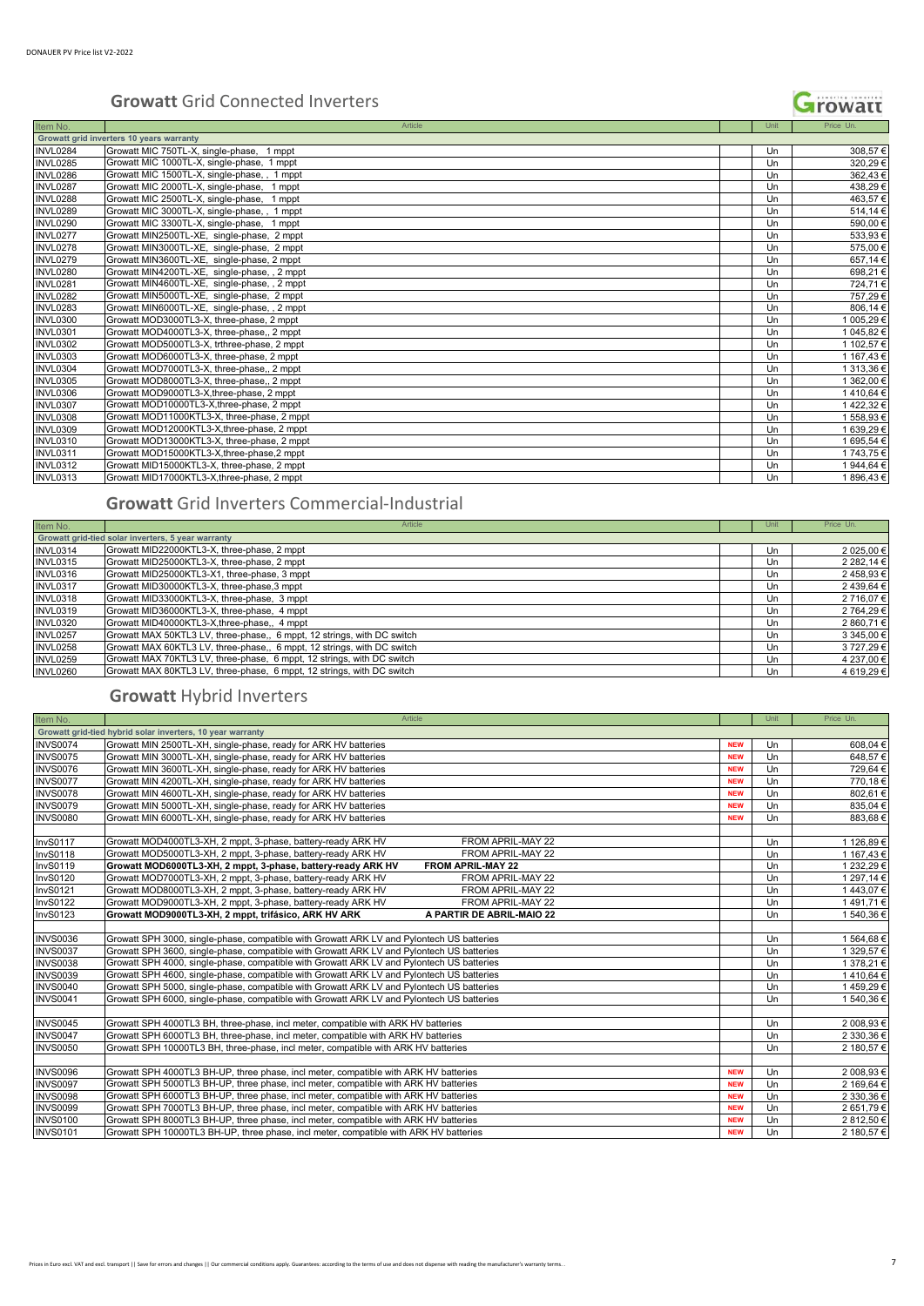## Growatt Grid Connected Inverters

| Item No. | Article | Unit | Price Un. |
|---|---|---|---|
| **Growatt grid inverters 10 years warranty** | | | |
| INVL0284 | Growatt MIC 750TL-X, single-phase, 1 mppt | Un | 308,57 € |
| INVL0285 | Growatt MIC 1000TL-X, single-phase, 1 mppt | Un | 320,29 € |
| INVL0286 | Growatt MIC 1500TL-X, single-phase, , 1 mppt | Un | 362,43 € |
| INVL0287 | Growatt MIC 2000TL-X, single-phase, 1 mppt | Un | 438,29 € |
| INVL0288 | Growatt MIC 2500TL-X, single-phase, 1 mppt | Un | 463,57 € |
| INVL0289 | Growatt MIC 3000TL-X, single-phase, , 1 mppt | Un | 514,14 € |
| INVL0290 | Growatt MIC 3300TL-X, single-phase, 1 mppt | Un | 590,00 € |
| INVL0277 | Growatt MIN2500TL-XE, single-phase, 2 mppt | Un | 533,93 € |
| INVL0278 | Growatt MIN3000TL-XE, single-phase, 2 mppt | Un | 575,00 € |
| INVL0279 | Growatt MIN3600TL-XE, single-phase, 2 mppt | Un | 657,14 € |
| INVL0280 | Growatt MIN4200TL-XE, single-phase, , 2 mppt | Un | 698,21 € |
| INVL0281 | Growatt MIN4600TL-XE, single-phase, , 2 mppt | Un | 724,71 € |
| INVL0282 | Growatt MIN5000TL-XE, single-phase, 2 mppt | Un | 757,29 € |
| INVL0283 | Growatt MIN6000TL-XE, single-phase, , 2 mppt | Un | 806,14 € |
| INVL0300 | Growatt MOD3000TL3-X, three-phase, 2 mppt | Un | 1 005,29 € |
| INVL0301 | Growatt MOD4000TL3-X, three-phase,, 2 mppt | Un | 1 045,82 € |
| INVL0302 | Growatt MOD5000TL3-X, trthree-phase, 2 mppt | Un | 1 102,57 € |
| INVL0303 | Growatt MOD6000TL3-X, three-phase, 2 mppt | Un | 1 167,43 € |
| INVL0304 | Growatt MOD7000TL3-X, three-phase,, 2 mppt | Un | 1 313,36 € |
| INVL0305 | Growatt MOD8000TL3-X, three-phase,, 2 mppt | Un | 1 362,00 € |
| INVL0306 | Growatt MOD9000TL3-X,three-phase, 2 mppt | Un | 1 410,64 € |
| INVL0307 | Growatt MOD10000TL3-X,three-phase, 2 mppt | Un | 1 422,32 € |
| INVL0308 | Growatt MOD11000KTL3-X, three-phase, 2 mppt | Un | 1 558,93 € |
| INVL0309 | Growatt MOD12000KTL3-X,three-phase, 2 mppt | Un | 1 639,29 € |
| INVL0310 | Growatt MOD13000KTL3-X, three-phase, 2 mppt | Un | 1 695,54 € |
| INVL0311 | Growatt MOD15000KTL3-X,three-phase,2 mppt | Un | 1 743,75 € |
| INVL0312 | Growatt MID15000KTL3-X, three-phase, 2 mppt | Un | 1 944,64 € |
| INVL0313 | Growatt MID17000KTL3-X,three-phase, 2 mppt | Un | 1 896,43 € |

## Growatt Grid Inverters Commercial-Industrial

| Item No. | Article | Unit | Price Un. |
|---|---|---|---|
| **Growatt grid-tied solar inverters, 5 year warranty** | | | |
| INVL0314 | Growatt MID22000KTL3-X, three-phase, 2 mppt | Un | 2 025,00 € |
| INVL0315 | Growatt MID25000KTL3-X, three-phase, 2 mppt | Un | 2 282,14 € |
| INVL0316 | Growatt MID25000KTL3-X1, three-phase, 3 mppt | Un | 2 458,93 € |
| INVL0317 | Growatt MID30000KTL3-X, three-phase,3 mppt | Un | 2 439,64 € |
| INVL0318 | Growatt MID33000KTL3-X, three-phase, 3 mppt | Un | 2 716,07 € |
| INVL0319 | Growatt MID36000KTL3-X, three-phase, 4 mppt | Un | 2 764,29 € |
| INVL0320 | Growatt MID40000KTL3-X,three-phase,, 4 mppt | Un | 2 860,71 € |
| INVL0257 | Growatt MAX 50KTL3 LV, three-phase,, 6 mppt, 12 strings, with DC switch | Un | 3 345,00 € |
| INVL0258 | Growatt MAX 60KTL3 LV, three-phase,, 6 mppt, 12 strings, with DC switch | Un | 3 727,29 € |
| INVL0259 | Growatt MAX 70KTL3 LV, three-phase, 6 mppt, 12 strings, with DC switch | Un | 4 237,00 € |
| INVL0260 | Growatt MAX 80KTL3 LV, three-phase, 6 mppt, 12 strings, with DC switch | Un | 4 619,29 € |

## Growatt Hybrid Inverters

| Item No. | Article | | | Unit | Price Un. |
|---|---|---|---|---|---|
| **Growatt grid-tied hybrid solar inverters, 10 year warranty** | | | | | |
| INVS0074 | Growatt MIN 2500TL-XH, single-phase, ready for ARK HV batteries | | NEW | Un | 608,04 € |
| INVS0075 | Growatt MIN 3000TL-XH, single-phase, ready for ARK HV batteries | | NEW | Un | 648,57 € |
| INVS0076 | Growatt MIN 3600TL-XH, single-phase, ready for ARK HV batteries | | NEW | Un | 729,64 € |
| INVS0077 | Growatt MIN 4200TL-XH, single-phase, ready for ARK HV batteries | | NEW | Un | 770,18 € |
| INVS0078 | Growatt MIN 4600TL-XH, single-phase, ready for ARK HV batteries | | NEW | Un | 802,61 € |
| INVS0079 | Growatt MIN 5000TL-XH, single-phase, ready for ARK HV batteries | | NEW | Un | 835,04 € |
| INVS0080 | Growatt MIN 6000TL-XH, single-phase, ready for ARK HV batteries | | NEW | Un | 883,68 € |
| | | | | | |
| InvS0117 | Growatt MOD4000TL3-XH, 2 mppt, 3-phase, battery-ready ARK HV | FROM APRIL-MAY 22 | | Un | 1 126,89 € |
| InvS0118 | Growatt MOD5000TL3-XH, 2 mppt, 3-phase, battery-ready ARK HV | FROM APRIL-MAY 22 | | Un | 1 167,43 € |
| InvS0119 | **Growatt MOD6000TL3-XH, 2 mppt, 3-phase, battery-ready ARK HV** | **FROM APRIL-MAY 22** | | Un | 1 232,29 € |
| InvS0120 | Growatt MOD7000TL3-XH, 2 mppt, 3-phase, battery-ready ARK HV | FROM APRIL-MAY 22 | | Un | 1 297,14 € |
| InvS0121 | Growatt MOD8000TL3-XH, 2 mppt, 3-phase, battery-ready ARK HV | FROM APRIL-MAY 22 | | Un | 1 443,07 € |
| InvS0122 | Growatt MOD9000TL3-XH, 2 mppt, 3-phase, battery-ready ARK HV | FROM APRIL-MAY 22 | | Un | 1 491,71 € |
| InvS0123 | **Growatt MOD9000TL3-XH, 2 mppt, trifásico, ARK HV ARK** | **A PARTIR DE ABRIL-MAIO 22** | | Un | 1 540,36 € |
| | | | | | |
| INVS0036 | Growatt SPH 3000, single-phase, compatible with Growatt ARK LV and Pylontech US batteries | | | Un | 1 564,68 € |
| INVS0037 | Growatt SPH 3600, single-phase, compatible with Growatt ARK LV and Pylontech US batteries | | | Un | 1 329,57 € |
| INVS0038 | Growatt SPH 4000, single-phase, compatible with Growatt ARK LV and Pylontech US batteries | | | Un | 1 378,21 € |
| INVS0039 | Growatt SPH 4600, single-phase, compatible with Growatt ARK LV and Pylontech US batteries | | | Un | 1 410,64 € |
| INVS0040 | Growatt SPH 5000, single-phase, compatible with Growatt ARK LV and Pylontech US batteries | | | Un | 1 459,29 € |
| INVS0041 | Growatt SPH 6000, single-phase, compatible with Growatt ARK LV and Pylontech US batteries | | | Un | 1 540,36 € |
| | | | | | |
| INVS0045 | Growatt SPH 4000TL3 BH, three-phase, incl meter, compatible with ARK HV batteries | | | Un | 2 008,93 € |
| INVS0047 | Growatt SPH 6000TL3 BH, three-phase, incl meter, compatible with ARK HV batteries | | | Un | 2 330,36 € |
| INVS0050 | Growatt SPH 10000TL3 BH, three-phase, incl meter, compatible with ARK HV batteries | | | Un | 2 180,57 € |
| | | | | | |
| INVS0096 | Growatt SPH 4000TL3 BH-UP, three phase, incl meter, compatible with ARK HV batteries | | NEW | Un | 2 008,93 € |
| INVS0097 | Growatt SPH 5000TL3 BH-UP, three phase, incl meter, compatible with ARK HV batteries | | NEW | Un | 2 169,64 € |
| INVS0098 | Growatt SPH 6000TL3 BH-UP, three phase, incl meter, compatible with ARK HV batteries | | NEW | Un | 2 330,36 € |
| INVS0099 | Growatt SPH 7000TL3 BH-UP, three phase, incl meter, compatible with ARK HV batteries | | NEW | Un | 2 651,79 € |
| INVS0100 | Growatt SPH 8000TL3 BH-UP, three phase, incl meter, compatible with ARK HV batteries | | NEW | Un | 2 812,50 € |
| INVS0101 | Growatt SPH 10000TL3 BH-UP, three phase, incl meter, compatible with ARK HV batteries | | NEW | Un | 2 180,57 € |

Prices in Euro excl. VAT and excl. transport || Save for errors and changes || Our commercial conditions apply. Guarantees: according to the terms of use and does not dispense with reading the manufacturer's warranty terms..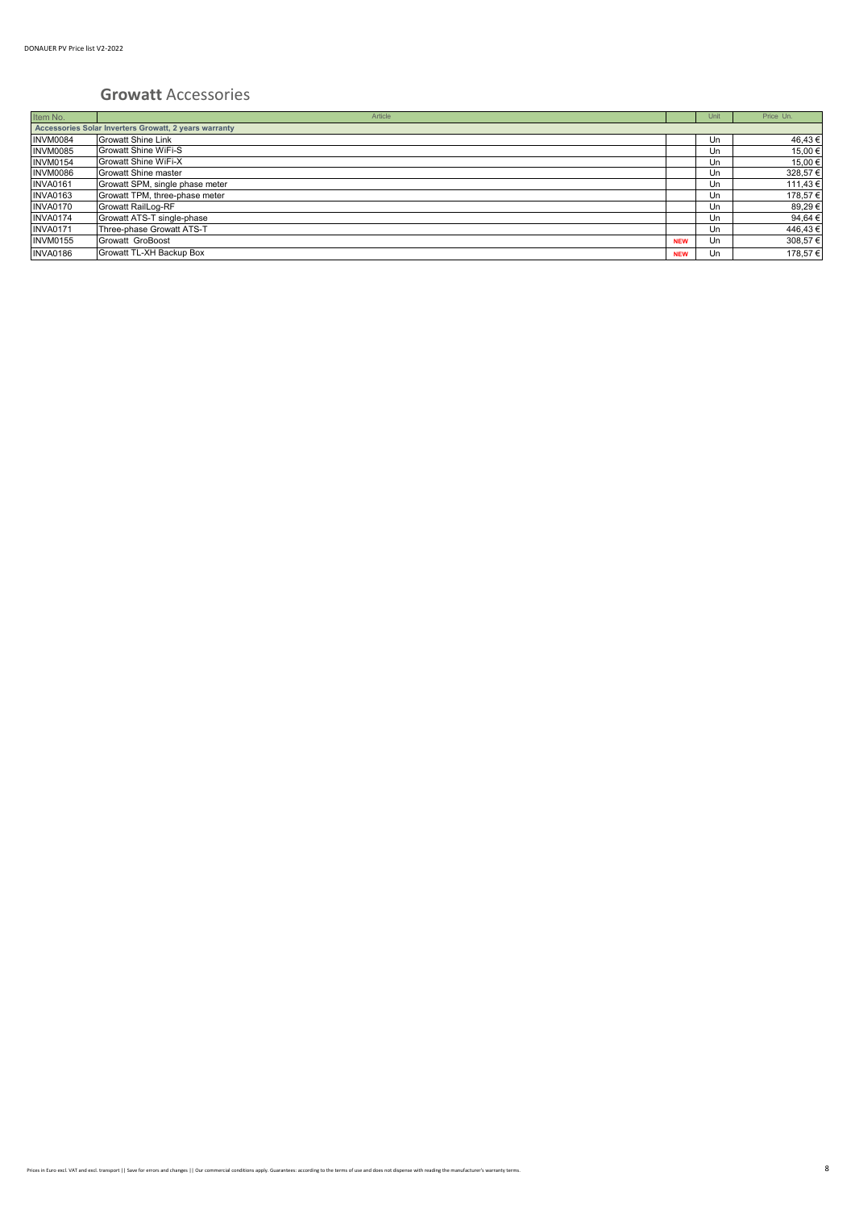## Growatt Accessories

| Item No. | Article | | Unit | Price Un. |
|---|---|---|---|---|
| **Accessories Solar Inverters Growatt, 2 years warranty** | | | | |
| INVM0084 | Growatt Shine Link | | Un | 46,43 € |
| INVM0085 | Growatt Shine WiFi-S | | Un | 15,00 € |
| INVM0154 | Growatt Shine WiFi-X | | Un | 15,00 € |
| INVM0086 | Growatt Shine master | | Un | 328,57 € |
| INVA0161 | Growatt SPM, single phase meter | | Un | 111,43 € |
| INVA0163 | Growatt TPM, three-phase meter | | Un | 178,57 € |
| INVA0170 | Growatt RailLog-RF | | Un | 89,29 € |
| INVA0174 | Growatt ATS-T single-phase | | Un | 94,64 € |
| INVA0171 | Three-phase Growatt ATS-T | | Un | 446,43 € |
| INVM0155 | Growatt GroBoost | NEW | Un | 308,57 € |
| INVA0186 | Growatt TL-XH Backup Box | NEW | Un | 178,57 € |

Prices in Euro excl. VAT and excl. transport || Save for errors and changes || Our commercial conditions apply. Guarantees: according to the terms of use and does not dispense with reading the manufacturer's warranty terms.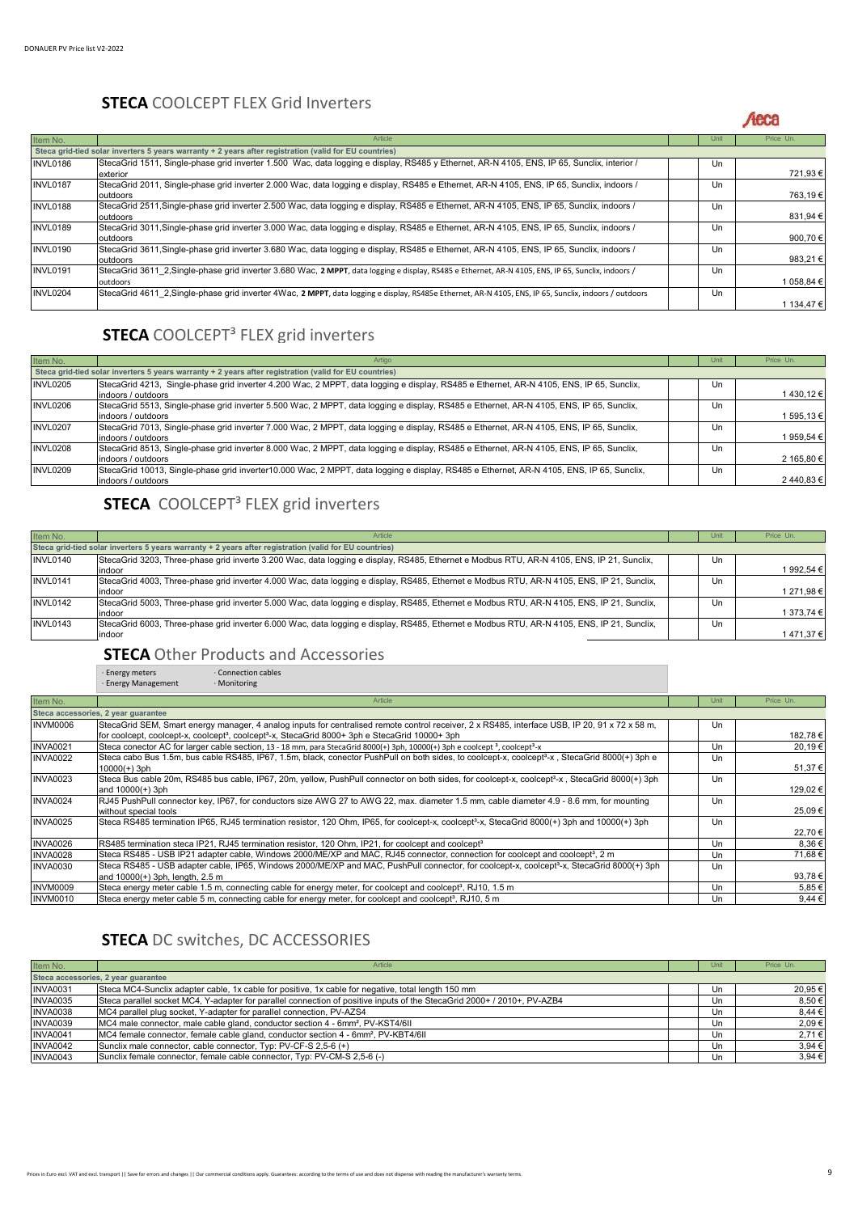## **STECA** COOLCEPT FLEX Grid Inverters

| Item No. | Article | Unit | Price Un. |
| --- | --- | --- | --- |
| **Steca grid-tied solar inverters 5 years warranty + 2 years after registration (valid for EU countries)** | | | |
| INVL0186 | StecaGrid 1511, Single-phase grid inverter 1.500 Wac, data logging e display, RS485 y Ethernet, AR-N 4105, ENS, IP 65, Sunclix, interior / exterior | Un | 721,93 € |
| INVL0187 | StecaGrid 2011, Single-phase grid inverter 2.000 Wac, data logging e display, RS485 e Ethernet, AR-N 4105, ENS, IP 65, Sunclix, indoors / outdoors | Un | 763,19 € |
| INVL0188 | StecaGrid 2511,Single-phase grid inverter 2.500 Wac, data logging e display, RS485 e Ethernet, AR-N 4105, ENS, IP 65, Sunclix, indoors / outdoors | Un | 831,94 € |
| INVL0189 | StecaGrid 3011,Single-phase grid inverter 3.000 Wac, data logging e display, RS485 e Ethernet, AR-N 4105, ENS, IP 65, Sunclix, indoors / outdoors | Un | 900,70 € |
| INVL0190 | StecaGrid 3611,Single-phase grid inverter 3.680 Wac, data logging e display, RS485 e Ethernet, AR-N 4105, ENS, IP 65, Sunclix, indoors / outdoors | Un | 983,21 € |
| INVL0191 | StecaGrid 3611_2,Single-phase grid inverter 3.680 Wac, **2 MPPT**, data logging e display, RS485 e Ethernet, AR-N 4105, ENS, IP 65, Sunclix, indoors / outdoors | Un | 1 058,84 € |
| INVL0204 | StecaGrid 4611_2,Single-phase grid inverter 4Wac, **2 MPPT**, data logging e display, RS485e Ethernet, AR-N 4105, ENS, IP 65, Sunclix, indoors / outdoors | Un | 1 134,47 € |

## **STECA** COOLCEPT³ FLEX grid inverters

| Item No. | Artigo | Unit | Price Un. |
| --- | --- | --- | --- |
| **Steca grid-tied solar inverters 5 years warranty + 2 years after registration (valid for EU countries)** | | | |
| INVL0205 | StecaGrid 4213, Single-phase grid inverter 4.200 Wac, 2 MPPT, data logging e display, RS485 e Ethernet, AR-N 4105, ENS, IP 65, Sunclix, indoors / outdoors | Un | 1 430,12 € |
| INVL0206 | StecaGrid 5513, Single-phase grid inverter 5.500 Wac, 2 MPPT, data logging e display, RS485 e Ethernet, AR-N 4105, ENS, IP 65, Sunclix, indoors / outdoors | Un | 1 595,13 € |
| INVL0207 | StecaGrid 7013, Single-phase grid inverter 7.000 Wac, 2 MPPT, data logging e display, RS485 e Ethernet, AR-N 4105, ENS, IP 65, Sunclix, indoors / outdoors | Un | 1 959,54 € |
| INVL0208 | StecaGrid 8513, Single-phase grid inverter 8.000 Wac, 2 MPPT, data logging e display, RS485 e Ethernet, AR-N 4105, ENS, IP 65, Sunclix, indoors / outdoors | Un | 2 165,80 € |
| INVL0209 | StecaGrid 10013, Single-phase grid inverter10.000 Wac, 2 MPPT, data logging e display, RS485 e Ethernet, AR-N 4105, ENS, IP 65, Sunclix, indoors / outdoors | Un | 2 440,83 € |

## **STECA** COOLCEPT³ FLEX grid inverters

| Item No. | Article | Unit | Price Un. |
| --- | --- | --- | --- |
| **Steca grid-tied solar inverters 5 years warranty + 2 years after registration (valid for EU countries)** | | | |
| INVL0140 | StecaGrid 3203, Three-phase grid inverte 3.200 Wac, data logging e display, RS485, Ethernet e Modbus RTU, AR-N 4105, ENS, IP 21, Sunclix, indoor | Un | 1 992,54 € |
| INVL0141 | StecaGrid 4003, Three-phase grid inverter 4.000 Wac, data logging e display, RS485, Ethernet e Modbus RTU, AR-N 4105, ENS, IP 21, Sunclix, indoor | Un | 1 271,98 € |
| INVL0142 | StecaGrid 5003, Three-phase grid inverter 5.000 Wac, data logging e display, RS485, Ethernet e Modbus RTU, AR-N 4105, ENS, IP 21, Sunclix, indoor | Un | 1 373,74 € |
| INVL0143 | StecaGrid 6003, Three-phase grid inverter 6.000 Wac, data logging e display, RS485, Ethernet e Modbus RTU, AR-N 4105, ENS, IP 21, Sunclix, indoor | Un | 1 471,37 € |

## **STECA** Other Products and Accessories

· Energy meters · Connection cables
· Energy Management · Monitoring

| Item No. | Article | Unit | Price Un. |
| --- | --- | --- | --- |
| **Steca accessories, 2 year guarantee** | | | |
| INVM0006 | StecaGrid SEM, Smart energy manager, 4 analog inputs for centralised remote control receiver, 2 x RS485, interface USB, IP 20, 91 x 72 x 58 m, for coolcept, coolcept-x, coolcept³, coolcept³-x, StecaGrid 8000+ 3ph e StecaGrid 10000+ 3ph | Un | 182,78 € |
| INVA0021 | Steca conector AC for larger cable section, 13 - 18 mm, para StecaGrid 8000(+) 3ph, 10000(+) 3ph e coolcept ³, coolcept³-x | Un | 20,19 € |
| INVA0022 | Steca cabo Bus 1.5m, bus cable RS485, IP67, 1.5m, black, conector PushPull on both sides, to coolcept-x, coolcept³-x , StecaGrid 8000(+) 3ph e 10000(+) 3ph | Un | 51,37 € |
| INVA0023 | Steca Bus cable 20m, RS485 bus cable, IP67, 20m, yellow, PushPull connector on both sides, for coolcept-x, coolcept³-x , StecaGrid 8000(+) 3ph and 10000(+) 3ph | Un | 129,02 € |
| INVA0024 | RJ45 PushPull connector key, IP67, for conductors size AWG 27 to AWG 22, max. diameter 1.5 mm, cable diameter 4.9 - 8.6 mm, for mounting without special tools | Un | 25,09 € |
| INVA0025 | Steca RS485 termination IP65, RJ45 termination resistor, 120 Ohm, IP65, for coolcept-x, coolcept³-x, StecaGrid 8000(+) 3ph and 10000(+) 3ph | Un | 22,70 € |
| INVA0026 | RS485 termination steca IP21, RJ45 termination resistor, 120 Ohm, IP21, for coolcept and coolcept³ | Un | 8,36 € |
| INVA0028 | Steca RS485 - USB IP21 adapter cable, Windows 2000/ME/XP and MAC, RJ45 connector, connection for coolcept and coolcept³, 2 m | Un | 71,68 € |
| INVA0030 | Steca RS485 - USB adapter cable, IP65, Windows 2000/ME/XP and MAC, PushPull connector, for coolcept-x, coolcept³-x, StecaGrid 8000(+) 3ph and 10000(+) 3ph, length, 2.5 m | Un | 93,78 € |
| INVM0009 | Steca energy meter cable 1.5 m, connecting cable for energy meter, for coolcept and coolcept³, RJ10, 1.5 m | Un | 5,85 € |
| INVM0010 | Steca energy meter cable 5 m, connecting cable for energy meter, for coolcept and coolcept³, RJ10, 5 m | Un | 9,44 € |

## **STECA** DC switches, DC ACCESSORIES

| Item No. | Article | Unit | Price Un. |
| --- | --- | --- | --- |
| **Steca accessories, 2 year guarantee** | | | |
| INVA0031 | Steca MC4-Sunclix adapter cable, 1x cable for positive, 1x cable for negative, total length 150 mm | Un | 20,95 € |
| INVA0035 | Steca parallel socket MC4, Y-adapter for parallel connection of positive inputs of the StecaGrid 2000+ / 2010+, PV-AZB4 | Un | 8,50 € |
| INVA0038 | MC4 parallel plug socket, Y-adapter for parallel connection, PV-AZS4 | Un | 8,44 € |
| INVA0039 | MC4 male connector, male cable gland, conductor section 4 - 6mm², PV-KST4/6II | Un | 2,09 € |
| INVA0041 | MC4 female connector, female cable gland, conductor section 4 - 6mm², PV-KBT4/6II | Un | 2,71 € |
| INVA0042 | Sunclix male connector, cable connector, Typ: PV-CF-S 2,5-6 (+) | Un | 3,94 € |
| INVA0043 | Sunclix female connector, female cable connector, Typ: PV-CM-S 2,5-6 (-) | Un | 3,94 € |

Prices in Euro excl. VAT and excl. transport || Save for errors and changes || Our commercial conditions apply. Guarantees: according to the terms of use and does not dispense with reading the manufacturer's warranty terms.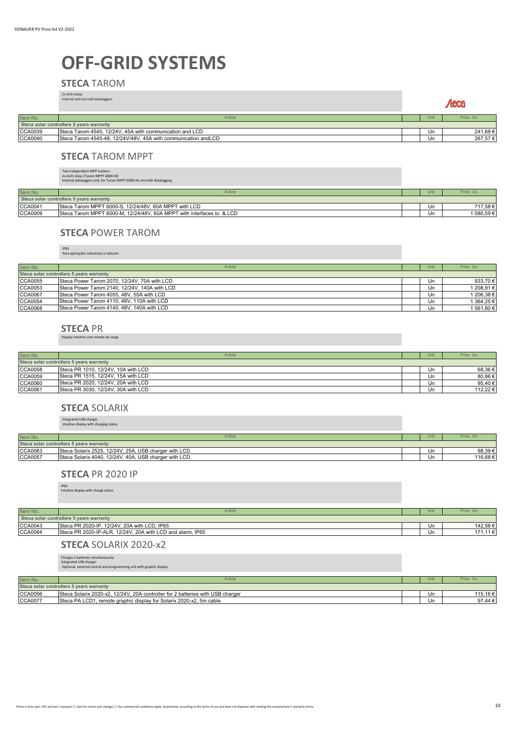# OFF-GRID SYSTEMS

## STECA TAROM

2x AUX relays
Internal and microSD dataloggers

| Item No. | Article | Unit | Price Un. |
|---|---|---|---|
| **Steca solar controllers 5 years warranty** | | | |
| CCA0039 | Steca Tarom 4545, 12/24V, 45A with communication and LCD | Un | 241,68 € |
| CCA0040 | Steca Tarom 4545-48, 12/24V/48V, 45A with communication andLCD | Un | 267,57 € |

## STECA TAROM MPPT

Two independent MPP trackers
2x AUX relays (Tarom MPPT 6000-M)
Internal dataloggers and, for Tarom MPPT 6000-M, microSD datalogging

| Item No. | Article | Unit | Price Un. |
|---|---|---|---|
| **Steca solar controllers 5 years warranty** | | | |
| CCA0041 | Steca Tarom MPPT 6000-S, 12/24/48V, 60A MPPT with LCD | Un | 717,58 € |
| CCA0009 | Steca Tarom MPPT 6000-M, 12/24/48V, 60A MPPT with interfaces to & LCD | Un | 1 080,59 € |

## STECA POWER TAROM

IP65
Para aplicações industriais e telecom

| Item No. | Article | Unit | Price Un. |
|---|---|---|---|
| **Steca solar controllers 5 years warranty** | | | |
| CCA0055 | Steca Power Tarom 2070, 12/24V, 70A with LCD | Un | 933,70 € |
| CCA0053 | Steca Power Tarom 2140, 12/24V, 140A with LCD | Un | 1 208,91 € |
| CCA0067 | Steca Power Tarom 4055, 48V, 55A with LCD | Un | 1 206,38 € |
| CCA0054 | Steca Power Tarom 4110, 48V, 110A with LCD | Un | 1 364,25 € |
| CCA0068 | Steca Power Tarom 4140, 48V, 140A with LCD | Un | 1 561,80 € |

## STECA PR

Display intuitivo com estado de carga

| Item No. | Article | Unit | Price Un. |
|---|---|---|---|
| **Steca solar controllers 5 years warranty** | | | |
| CCA0058 | Steca PR 1010, 12/24V, 10A with LCD | Un | 68,36 € |
| CCA0059 | Steca PR 1515, 12/24V, 15A with LCD | Un | 80,86 € |
| CCA0060 | Steca PR 2020, 12/24V, 20A with LCD | Un | 95,40 € |
| CCA0061 | Steca PR 3030, 12/24V, 30A with LCD | Un | 112,22 € |

## STECA SOLARIX

Integrated USB charger
Intuitive display with charging status

| Item No. | Article | Unit | Price Un. |
|---|---|---|---|
| **Steca solar controllers 5 years warranty** | | | |
| CCA0063 | Steca Solarix 2525, 12/24V, 25A, USB charger with LCD | Un | 98,39 € |
| CCA0057 | Steca Solarix 4040, 12/24V, 40A, USB charger with LCD | Un | 116,68 € |

## STECA PR 2020 IP

IP65
Intuitive display with charge status

| Item No. | Article | Unit | Price Un. |
|---|---|---|---|
| **Steca solar controllers 5 years warranty** | | | |
| CCA0043 | Steca PR 2020-IP, 12/24V, 20A with LCD, IP65 | Un | 142,56 € |
| CCA0084 | Steca PR 2020-IP-ALR, 12/24V, 20A with LCD and alarm, IP65 | Un | 171,11 € |

## STECA SOLARIX 2020-x2

Charges 2 batteries simultaneously
Integrated USB charger
Optional: external control and programming unit with graphic display

| Item No. | Article | Unit | Price Un. |
|---|---|---|---|
| **Steca solar controllers 5 years warranty** | | | |
| CCA0056 | Steca Solarix 2020-x2, 12/24V, 20A controller for 2 batteries with USB charger | Un | 115,16 € |
| CCA0077 | Steca PA LCD1, remote graphic display for Solarix 2020-x2, 5m cable | Un | 97,44 € |

Prices in Euro excl. VAT and excl. transport || Save for errors and changes || Our commercial conditions apply. Guarantees: according to the terms of use and does not dispense with reading the manufacturer's warranty terms.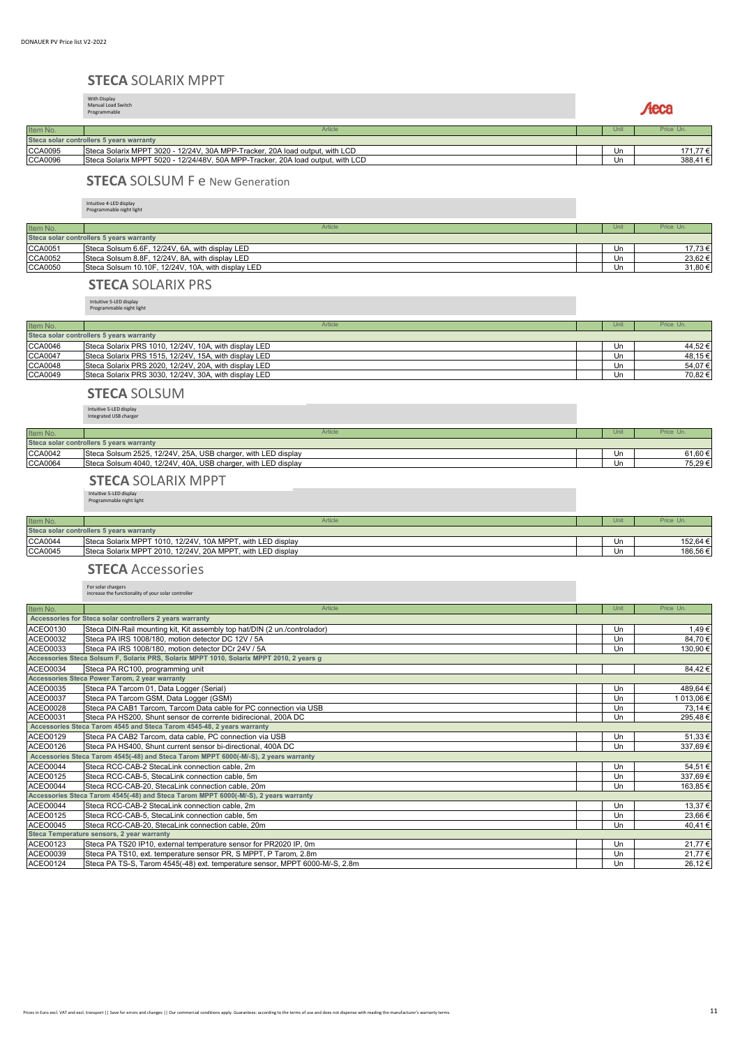## STECA SOLARIX MPPT

With Display
Manual Load Switch
Programmable

| Item No. | Article | Unit | Price Un. |
|---|---|---|---|
| **Steca solar controllers 5 years warranty** | | | |
| CCA0095 | Steca Solarix MPPT 3020 - 12/24V, 30A MPP-Tracker, 20A load output, with LCD | Un | 171,77 € |
| CCA0096 | Steca Solarix MPPT 5020 - 12/24/48V, 50A MPP-Tracker, 20A load output, with LCD | Un | 388,41 € |

## STECA SOLSUM F e New Generation

Intuitive 4-LED display
Programmable night light

| Item No. | Article | Unit | Price Un. |
|---|---|---|---|
| **Steca solar controllers 5 years warranty** | | | |
| CCA0051 | Steca Solsum 6.6F, 12/24V, 6A, with display LED | Un | 17,73 € |
| CCA0052 | Steca Solsum 8.8F, 12/24V, 8A, with display LED | Un | 23,62 € |
| CCA0050 | Steca Solsum 10.10F, 12/24V, 10A, with display LED | Un | 31,80 € |

## STECA SOLARIX PRS

Intuitive 5-LED display
Programmable night light

| Item No. | Article | Unit | Price Un. |
|---|---|---|---|
| **Steca solar controllers 5 years warranty** | | | |
| CCA0046 | Steca Solarix PRS 1010, 12/24V, 10A, with display LED | Un | 44,52 € |
| CCA0047 | Steca Solarix PRS 1515, 12/24V, 15A, with display LED | Un | 48,15 € |
| CCA0048 | Steca Solarix PRS 2020, 12/24V, 20A, with display LED | Un | 54,07 € |
| CCA0049 | Steca Solarix PRS 3030, 12/24V, 30A, with display LED | Un | 70,82 € |

## STECA SOLSUM

Intuitive 5-LED display
Integrated USB charger

| Item No. | Article | Unit | Price Un. |
|---|---|---|---|
| **Steca solar controllers 5 years warranty** | | | |
| CCA0042 | Steca Solsum 2525, 12/24V, 25A, USB charger, with LED display | Un | 61,60 € |
| CCA0064 | Steca Solsum 4040, 12/24V, 40A, USB charger, with LED display | Un | 75,29 € |

## STECA SOLARIX MPPT

Intuitive 5-LED display
Programmable night light

| Item No. | Article | Unit | Price Un. |
|---|---|---|---|
| **Steca solar controllers 5 years warranty** | | | |
| CCA0044 | Steca Solarix MPPT 1010, 12/24V, 10A MPPT, with LED display | Un | 152,64 € |
| CCA0045 | Steca Solarix MPPT 2010, 12/24V, 20A MPPT, with LED display | Un | 186,56 € |

## STECA Accessories

For solar chargers
increase the functionality of your solar controller

| Item No. | Article | Unit | Price Un. |
|---|---|---|---|
| **Accessories for Steca solar controllers 2 years warranty** | | | |
| ACEO0130 | Steca DIN-Rail mounting kit, Kit assembly top hat/DIN (2 un./controlador) | Un | 1,49 € |
| ACEO0032 | Steca PA IRS 1008/180, motion detector DC 12V / 5A | Un | 84,70 € |
| ACEO0033 | Steca PA IRS 1008/180, motion detector DCr 24V / 5A | Un | 130,90 € |
| **Accessories Steca Solsum F, Solarix PRS, Solarix MPPT 1010, Solarix MPPT 2010, 2 years g** | | | |
| ACEO0034 | Steca PA RC100, programming unit | | 84,42 € |
| **Accessories Steca Power Tarom, 2 year warranty** | | | |
| ACEO0035 | Steca PA Tarcom 01, Data Logger (Serial) | Un | 489,64 € |
| ACEO0037 | Steca PA Tarcom GSM, Data Logger (GSM) | Un | 1 013,06 € |
| ACEO0028 | Steca PA CAB1 Tarcom, Tarcom Data cable for PC connection via USB | Un | 73,14 € |
| ACEO0031 | Steca PA HS200, Shunt sensor de corrente bidirecional, 200A DC | Un | 295,48 € |
| **Accessories Steca Tarom 4545 and Steca Tarom 4545-48, 2 years warranty** | | | |
| ACEO0129 | Steca PA CAB2 Tarcom, data cable, PC connection via USB | Un | 51,33 € |
| ACEO0126 | Steca PA HS400, Shunt current sensor bi-directional, 400A DC | Un | 337,69 € |
| **Accessories Steca Tarom 4545(-48) and Steca Tarom MPPT 6000(-M/-S), 2 years warranty** | | | |
| ACEO0044 | Steca RCC-CAB-2 StecaLink connection cable, 2m | Un | 54,51 € |
| ACEO0125 | Steca RCC-CAB-5, StecaLink connection cable, 5m | Un | 337,69 € |
| ACEO0044 | Steca RCC-CAB-20, StecaLink connection cable, 20m | Un | 163,85 € |
| **Accessories Steca Tarom 4545(-48) and Steca Tarom MPPT 6000(-M/-S), 2 years warranty** | | | |
| ACEO0044 | Steca RCC-CAB-2 StecaLink connection cable, 2m | Un | 13,37 € |
| ACEO0125 | Steca RCC-CAB-5, StecaLink connection cable, 5m | Un | 23,66 € |
| ACEO0045 | Steca RCC-CAB-20, StecaLink connection cable, 20m | Un | 40,41 € |
| **Steca Temperature sensors, 2 year warranty** | | | |
| ACEO0123 | Steca PA TS20 IP10, external temperature sensor for PR2020 IP, 0m | Un | 21,77 € |
| ACEO0039 | Steca PA TS10, ext. temperature sensor PR, S MPPT, P Tarom, 2.8m | Un | 21,77 € |
| ACEO0124 | Steca PA TS-S, Tarom 4545(-48) ext. temperature sensor, MPPT 6000-M/-S, 2.8m | Un | 26,12 € |

Prices in Euro excl. VAT and excl. transport || Save for errors and changes || Our commercial conditions apply. Guarantees: according to the terms of use and does not dispense with reading the manufacturer's warranty terms.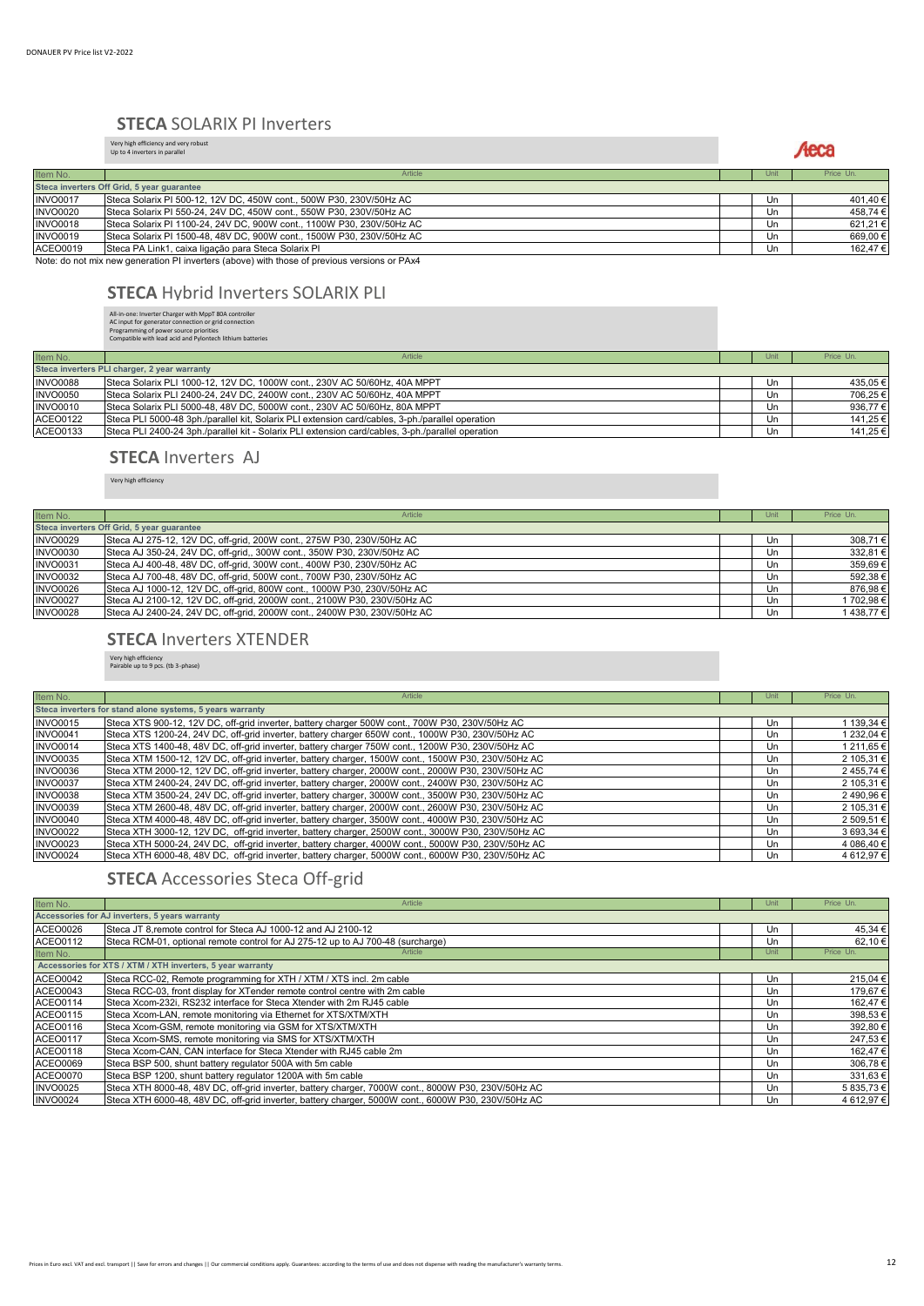## STECA SOLARIX PI Inverters

Very high efficiency and very robust
Up to 4 inverters in parallel

| Item No. | Article | Unit | Price Un. |
|---|---|---|---|
| **Steca inverters Off Grid, 5 year guarantee** | | | |
| INVO0017 | Steca Solarix PI 500-12, 12V DC, 450W cont., 500W P30, 230V/50Hz AC | Un | 401,40 € |
| INVO0020 | Steca Solarix PI 550-24, 24V DC, 450W cont., 550W P30, 230V/50Hz AC | Un | 458,74 € |
| INVO0018 | Steca Solarix PI 1100-24, 24V DC, 900W cont., 1100W P30, 230V/50Hz AC | Un | 621,21 € |
| INVO0019 | Steca Solarix PI 1500-48, 48V DC, 900W cont., 1500W P30, 230V/50Hz AC | Un | 669,00 € |
| ACEO0019 | Steca PA Link1, caixa ligação para Steca Solarix PI | Un | 162,47 € |

Note: do not mix new generation PI inverters (above) with those of previous versions or PAx4

## STECA Hybrid Inverters SOLARIX PLI

All-in-one: Inverter Charger with MppT 80A controller
AC input for generator connection or grid connection
Programming of power source priorities
Compatible with lead acid and Pylontech lithium batteries

| Item No. | Article | Unit | Price Un. |
|---|---|---|---|
| **Steca inverters PLI charger, 2 year warranty** | | | |
| INVO0088 | Steca Solarix PLI 1000-12, 12V DC, 1000W cont., 230V AC 50/60Hz, 40A MPPT | Un | 435,05 € |
| INVO0050 | Steca Solarix PLI 2400-24, 24V DC, 2400W cont., 230V AC 50/60Hz, 40A MPPT | Un | 706,25 € |
| INVO0010 | Steca Solarix PLI 5000-48, 48V DC, 5000W cont., 230V AC 50/60Hz, 80A MPPT | Un | 936,77 € |
| ACEO0122 | Steca PLI 5000-48 3ph./parallel kit, Solarix PLI extension card/cables, 3-ph./parallel operation | Un | 141,25 € |
| ACEO0133 | Steca PLI 2400-24 3ph./parallel kit - Solarix PLI extension card/cables, 3-ph./parallel operation | Un | 141,25 € |

## STECA Inverters AJ

Very high efficiency

| Item No. | Article | Unit | Price Un. |
|---|---|---|---|
| **Steca inverters Off Grid, 5 year guarantee** | | | |
| INVO0029 | Steca AJ 275-12, 12V DC, off-grid, 200W cont., 275W P30, 230V/50Hz AC | Un | 308,71 € |
| INVO0030 | Steca AJ 350-24, 24V DC, off-grid,, 300W cont., 350W P30, 230V/50Hz AC | Un | 332,81 € |
| INVO0031 | Steca AJ 400-48, 48V DC, off-grid, 300W cont., 400W P30, 230V/50Hz AC | Un | 359,69 € |
| INVO0032 | Steca AJ 700-48, 48V DC, off-grid, 500W cont., 700W P30, 230V/50Hz AC | Un | 592,38 € |
| INVO0026 | Steca AJ 1000-12, 12V DC, off-grid, 800W cont., 1000W P30, 230V/50Hz AC | Un | 876,98 € |
| INVO0027 | Steca AJ 2100-12, 12V DC, off-grid, 2000W cont., 2100W P30, 230V/50Hz AC | Un | 1 702,98 € |
| INVO0028 | Steca AJ 2400-24, 24V DC, off-grid, 2000W cont., 2400W P30, 230V/50Hz AC | Un | 1 438,77 € |

## STECA Inverters XTENDER

Very high efficiency
Pairable up to 9 pcs. (tb 3-phase)

| Item No. | Article | Unit | Price Un. |
|---|---|---|---|
| **Steca inverters for stand alone systems, 5 years warranty** | | | |
| INVO0015 | Steca XTS 900-12, 12V DC, off-grid inverter, battery charger 500W cont., 700W P30, 230V/50Hz AC | Un | 1 139,34 € |
| INVO0041 | Steca XTS 1200-24, 24V DC, off-grid inverter, battery charger 650W cont., 1000W P30, 230V/50Hz AC | Un | 1 232,04 € |
| INVO0014 | Steca XTS 1400-48, 48V DC, off-grid inverter, battery charger 750W cont., 1200W P30, 230V/50Hz AC | Un | 1 211,65 € |
| INVO0035 | Steca XTM 1500-12, 12V DC, off-grid inverter, battery charger, 1500W cont., 1500W P30, 230V/50Hz AC | Un | 2 105,31 € |
| INVO0036 | Steca XTM 2000-12, 12V DC, off-grid inverter, battery charger, 2000W cont., 2000W P30, 230V/50Hz AC | Un | 2 455,74 € |
| INVO0037 | Steca XTM 2400-24, 24V DC, off-grid inverter, battery charger, 2000W cont., 2400W P30, 230V/50Hz AC | Un | 2 105,31 € |
| INVO0038 | Steca XTM 3500-24, 24V DC, off-grid inverter, battery charger, 3000W cont., 3500W P30, 230V/50Hz AC | Un | 2 490,96 € |
| INVO0039 | Steca XTM 2600-48, 48V DC, off-grid inverter, battery charger, 2000W cont., 2600W P30, 230V/50Hz AC | Un | 2 105,31 € |
| INVO0040 | Steca XTM 4000-48, 48V DC, off-grid inverter, battery charger, 3500W cont., 4000W P30, 230V/50Hz AC | Un | 2 509,51 € |
| INVO0022 | Steca XTH 3000-12, 12V DC,  off-grid inverter, battery charger, 2500W cont., 3000W P30, 230V/50Hz AC | Un | 3 693,34 € |
| INVO0023 | Steca XTH 5000-24, 24V DC,  off-grid inverter, battery charger, 4000W cont., 5000W P30, 230V/50Hz AC | Un | 4 086,40 € |
| INVO0024 | Steca XTH 6000-48, 48V DC,  off-grid inverter, battery charger, 5000W cont., 6000W P30, 230V/50Hz AC | Un | 4 612,97 € |

## STECA Accessories Steca Off-grid

| Item No. | Article | Unit | Price Un. |
|---|---|---|---|
| **Accessories for AJ inverters, 5 years warranty** | | | |
| ACEO0026 | Steca JT 8,remote control for Steca AJ 1000-12 and AJ 2100-12 | Un | 45,34 € |
| ACEO0112 | Steca RCM-01, optional remote control for AJ 275-12 up to AJ 700-48 (surcharge) | Un | 62,10 € |
| **Item No.** | **Article** | **Unit** | **Price Un.** |
| **Accessories for XTS / XTM / XTH inverters, 5 year warranty** | | | |
| ACEO0042 | Steca RCC-02, Remote programming for XTH / XTM / XTS incl. 2m cable | Un | 215,04 € |
| ACEO0043 | Steca RCC-03, front display for XTender remote control centre with 2m cable | Un | 179,67 € |
| ACEO0114 | Steca Xcom-232i, RS232 interface for Steca Xtender with 2m RJ45 cable | Un | 162,47 € |
| ACEO0115 | Steca Xcom-LAN, remote monitoring via Ethernet for XTS/XTM/XTH | Un | 398,53 € |
| ACEO0116 | Steca Xcom-GSM, remote monitoring via GSM for XTS/XTM/XTH | Un | 392,80 € |
| ACEO0117 | Steca Xcom-SMS, remote monitoring via SMS for XTS/XTM/XTH | Un | 247,53 € |
| ACEO0118 | Steca Xcom-CAN, CAN interface for Steca Xtender with RJ45 cable 2m | Un | 162,47 € |
| ACEO0069 | Steca BSP 500, shunt battery regulator 500A with 5m cable | Un | 306,78 € |
| ACEO0070 | Steca BSP 1200, shunt battery regulator 1200A with 5m cable | Un | 331,63 € |
| INVO0025 | Steca XTH 8000-48, 48V DC, off-grid inverter, battery charger, 7000W cont., 8000W P30, 230V/50Hz AC | Un | 5 835,73 € |
| INVO0024 | Steca XTH 6000-48, 48V DC, off-grid inverter, battery charger, 5000W cont., 6000W P30, 230V/50Hz AC | Un | 4 612,97 € |

Prices in Euro excl. VAT and excl. transport || Save for errors and changes || Our commercial conditions apply. Guarantees: according to the terms of use and does not dispense with reading the manufacturer's warranty terms.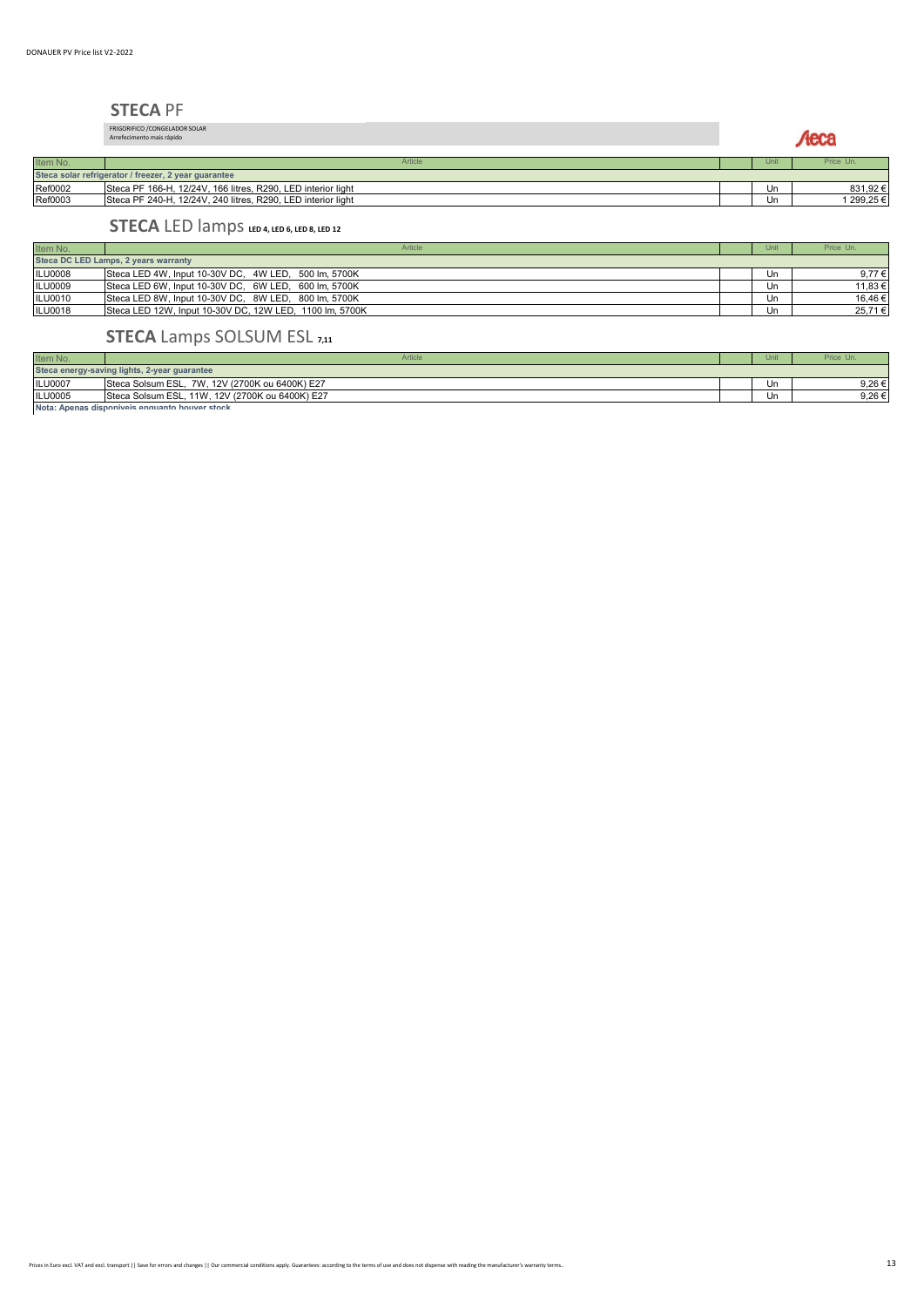## STECA PF

FRIGORIFICO /CONGELADOR SOLAR
Arrefecimento mais rápido

| Item No. | Article | | Unit | Price Un. |
|---|---|---|---|---|
| **Steca solar refrigerator / freezer, 2 year guarantee** | | | | |
| Ref0002 | Steca PF 166-H, 12/24V, 166 litres, R290, LED interior light | | Un | 831,92 € |
| Ref0003 | Steca PF 240-H, 12/24V, 240 litres, R290, LED interior light | | Un | 1 299,25 € |

## STECA LED lamps LED 4, LED 6, LED 8, LED 12

| Item No. | Article | | Unit | Price Un. |
|---|---|---|---|---|
| **Steca DC LED Lamps, 2 years warranty** | | | | |
| ILU0008 | Steca LED 4W, Input 10-30V DC, 4W LED, 500 lm, 5700K | | Un | 9,77 € |
| ILU0009 | Steca LED 6W, Input 10-30V DC, 6W LED, 600 lm, 5700K | | Un | 11,83 € |
| ILU0010 | Steca LED 8W, Input 10-30V DC, 8W LED, 800 lm, 5700K | | Un | 16,46 € |
| ILU0018 | Steca LED 12W, Input 10-30V DC, 12W LED, 1100 lm, 5700K | | Un | 25,71 € |

## STECA Lamps SOLSUM ESL 7,11

| Item No. | Article | | Unit | Price Un. |
|---|---|---|---|---|
| **Steca energy-saving lights, 2-year guarantee** | | | | |
| ILU0007 | Steca Solsum ESL, 7W, 12V (2700K ou 6400K) E27 | | Un | 9,26 € |
| ILU0005 | Steca Solsum ESL, 11W, 12V (2700K ou 6400K) E27 | | Un | 9,26 € |

**Nota: Apenas disponiveis enquanto houver stock**

Prices in Euro excl. VAT and excl. transport || Save for errors and changes || Our commercial conditions apply. Guarantees: according to the terms of use and does not dispense with reading the manufacturer's warranty terms.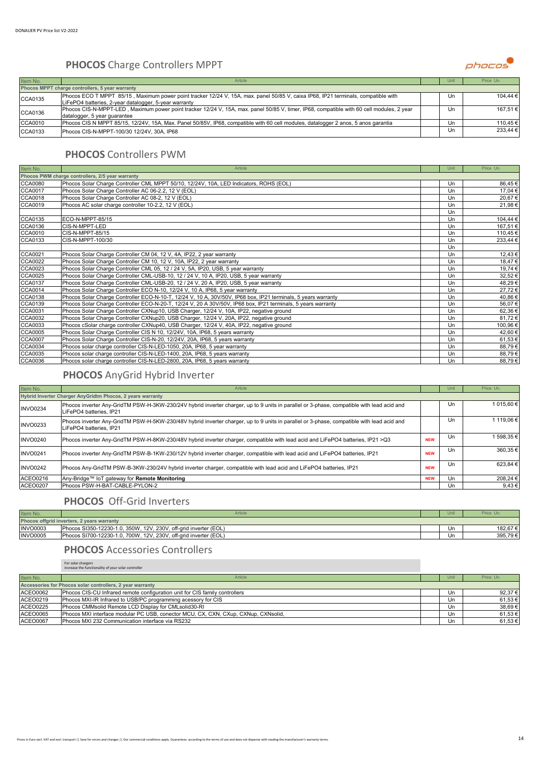## PHOCOS Charge Controllers MPPT

| Item No. | Article | | Unit | Price Un. |
|---|---|---|---|---|
| **Phocos MPPT charge controllers, 5 year warranty** | | | | |
| CCA0135 | Phocos ECO T MPPT 85/15 , Maximum power point tracker 12/24 V, 15A, max. panel 50/85 V, caixa IP68, IP21 terminals, compatible with LiFePO4 batteries, 2-year datalogger, 5-year warranty | | Un | 104,44 € |
| CCA0136 | Phocos CIS-N-MPPT-LED , Maximum power point tracker 12/24 V, 15A, max. panel 50/85 V, timer, IP68, compatible with 60 cell modules, 2 year datalogger, 5 year guarantee | | Un | 167,51 € |
| CCA0010 | Phocos CIS N MPPT 85/15, 12/24V, 15A, Max. Panel 50/85V, IP68, compatible with 60 cell modules, datalogger 2 anos, 5 anos garantia | | Un | 110,45 € |
| CCA0133 | Phocos CIS-N-MPPT-100/30 12/24V, 30A, IP68 | | Un | 233,44 € |

## PHOCOS Controllers PWM

| Item No. | Article | | Unit | Price Un. |
|---|---|---|---|---|
| **Phocos PWM charge controllers, 2/5 year warranty** | | | | |
| CCA0080 | Phocos Solar Charge Controller CML MPPT 50/10, 12/24V, 10A, LED Indicators, ROHS (EOL) | | Un | 86,45 € |
| CCA0017 | Phocos Solar Charge Controller AC 06-2.2, 12 V (EOL) | | Un | 17,04 € |
| CCA0018 | Phocos Solar Charge Controller AC 08-2, 12 V (EOL) | | Un | 20,67 € |
| CCA0019 | Phocos AC solar charge controller 10-2.2, 12 V (EOL) | | Un | 21,98 € |
| | | | Un | |
| CCA0135 | ECO-N-MPPT-85/15 | | Un | 104,44 € |
| CCA0136 | CIS-N-MPPT-LED | | Un | 167,51 € |
| CCA0010 | CIS-N-MPPT-85/15 | | Un | 110,45 € |
| CCA0133 | CIS-N-MPPT-100/30 | | Un | 233,44 € |
| | | | Un | |
| CCA0021 | Phocos Solar Charge Controller CM 04, 12 V, 4A, IP22, 2 year warranty | | Un | 12,43 € |
| CCA0022 | Phocos Solar Charge Controller CM 10, 12 V, 10A, IP22, 2 year warranty | | Un | 18,47 € |
| CCA0023 | Phocos Solar Charge Controller CML 05, 12 / 24 V, 5A, IP20, USB, 5 year warranty | | Un | 19,74 € |
| CCA0025 | Phocos Solar Charge Controller CML-USB-10, 12 / 24 V, 10 A, IP20, USB, 5 year warranty | | Un | 32,52 € |
| CCA0137 | Phocos Solar Charge Controller CML-USB-20, 12 / 24 V, 20 A, IP20, USB, 5 year warranty | | Un | 48,29 € |
| CCA0014 | Phocos Solar Charge Controller ECO N-10, 12/24 V, 10 A, IP68, 5 year warranty | | Un | 27,72 € |
| CCA0138 | Phocos Solar Charge Controller ECO-N-10-T, 12/24 V, 10 A, 30V/50V, IP68 box, IP21 terminals, 5 years warranty | | Un | 40,86 € |
| CCA0139 | Phocos Solar Charge Controller ECO-N-20-T, 12/24 V, 20 A 30V/50V, IP68 box, IP21 terminals, 5 years warranty | | Un | 56,07 € |
| CCA0031 | Phocos Solar Charge Controller CXNup10, USB Charger, 12/24 V, 10A, IP22, negative ground | | Un | 62,36 € |
| CCA0032 | Phocos Solar Charge Controller CXNup20, USB Charger, 12/24 V, 20A, IP22, negative ground | | Un | 81,72 € |
| CCA0033 | Phocos cSolar charge controller CXNup40, USB Charger, 12/24 V, 40A, IP22, negative ground | | Un | 100,96 € |
| CCA0005 | Phocos Solar Charge Controller CIS N 10, 12/24V, 10A, IP68, 5 years warranty | | Un | 42,60 € |
| CCA0007 | Phocos Solar Charge Controller CIS-N-20, 12/24V, 20A, IP68, 5 years warranty | | Un | 61,53 € |
| CCA0034 | Phocos solar charge controller CIS-N-LED-1050, 20A, IP68, 5 years warranty | | Un | 88,79 € |
| CCA0035 | Phocos solar charge controller CIS-N-LED-1400, 20A, IP68, 5 years warranty | | Un | 88,79 € |
| CCA0036 | Phocos solar charge controller CIS-N-LED-2800, 20A, IP68, 5 years warranty | | Un | 88,79 € |

## PHOCOS AnyGrid Hybrid Inverter

| Item No. | Article | | Unit | Price Un. |
|---|---|---|---|---|
| **Hybrid Inverter Charger AnyGridtm Phocos, 2 years warranty** | | | | |
| INVO0234 | Phocos inverter Any-GridTM PSW-H-3KW-230/24V hybrid inverter charger, up to 9 units in parallel or 3-phase, compatible with lead acid and LiFePO4 batteries, IP21 | | Un | 1 015,60 € |
| INVO0233 | Phocos inverter Any-GridTM PSW-H-5KW-230/48V hybrid inverter charger, up to 9 units in parallel or 3-phase, compatible with lead acid and LiFePO4 batteries, IP21 | | Un | 1 119,06 € |
| INVO0240 | Phocos inverter Any-GridTM PSW-H-8KW-230/48V hybrid inverter charger, compatible with lead acid and LiFePO4 batteries, IP21 >Q3 | NEW | Un | 1 598,35 € |
| INVO0241 | Phocos inverter Any-GridTM PSW-B-1KW-230/12V hybrid inverter charger, compatible with lead acid and LiFePO4 batteries, IP21 | NEW | Un | 360,35 € |
| INVO0242 | Phocos Any-GridTM PSW-B-3KW-230/24V hybrid inverter charger, compatible with lead acid and LiFePO4 batteries, IP21 | NEW | Un | 623,84 € |
| ACEO0216 | Any-Bridge™ IoT gateway for **Remote Monitoring** | NEW | Un | 208,24 € |
| ACEO0207 | Phocos PSW-H-BAT-CABLE-PYLON-2 | | Un | 9,43 € |

## PHOCOS Off-Grid Inverters

| Item No. | Article | | Unit | Price Un. |
|---|---|---|---|---|
| **Phocos offgrid inverters, 2 years warranty** | | | | |
| INVO0003 | Phocos SI350-12230-1.0, 350W, 12V, 230V, off-grid inverter (EOL) | | Un | 182,67 € |
| INVO0005 | Phocos SI700-12230-1.0, 700W, 12V, 230V, off-grid inverter (EOL) | | Un | 395,79 € |

## PHOCOS Accessories Controllers

For solar chargers
increase the functionality of your solar controller

| Item No. | Article | | Unit | Price Un. |
|---|---|---|---|---|
| **Accessories for Phocos solar controllers, 2 year warranty** | | | | |
| ACEO0062 | Phocos CIS-CU Infrared remote configuration unit for CIS family controllers | | Un | 92,37 € |
| ACEO0219 | Phocos MXI-IR Infrared to USB/PC programming acessory for CIS | | Un | 61,53 € |
| ACEO0225 | Phocos CMMsolid Remote LCD Display for CMLsolid30-RI | | Un | 38,69 € |
| ACEO0065 | Phocos MXI interface modular PC USB, conector MCU, CX, CXN, CXup, CXNup, CXNsolid, | | Un | 61,53 € |
| ACEO0067 | Phocos MXI 232 Communication interface via RS232 | | Un | 61,53 € |

Prices in Euro excl. VAT and excl. transport || Save for errors and changes || Our commercial conditions apply. Guarantees: according to the terms of use and does not dispense with reading the manufacturer's warranty terms.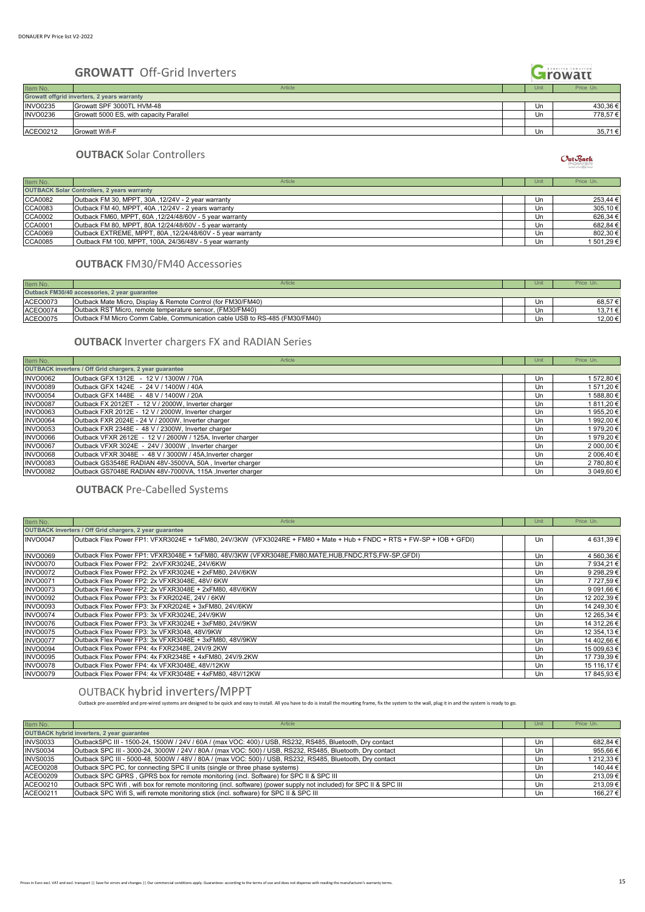## GROWATT Off-Grid Inverters

| Item No. | Article | Unit | Price Un. |
|---|---|---|---|
| **Growatt offgrid inverters, 2 years warranty** | | | |
| INVO0235 | Growatt SPF 3000TL HVM-48 | Un | 430,36 € |
| INVO0236 | Growatt 5000 ES, with capacity Parallel | Un | 778,57 € |
| | | | |
| ACEO0212 | Growatt Wifi-F | Un | 35,71 € |

## OUTBACK Solar Controllers

| Item No. | Article | Unit | Price Un. |
|---|---|---|---|
| **OUTBACK Solar Controllers, 2 years warranty** | | | |
| CCA0082 | Outback FM 30, MPPT, 30A ,12/24V - 2 year warranty | Un | 253,44 € |
| CCA0083 | Outback FM 40, MPPT, 40A ,12/24V - 2 years warranty | Un | 305,10 € |
| CCA0002 | Outback FM60, MPPT, 60A ,12/24/48/60V - 5 year warranty | Un | 626,34 € |
| CCA0001 | Outback FM 80, MPPT, 80A 12/24/48/60V - 5 year warranty | Un | 682,84 € |
| CCA0069 | Outback EXTREME, MPPT, 80A ,12/24/48/60V - 5 year warranty | Un | 802,30 € |
| CCA0085 | Outback FM 100, MPPT, 100A, 24/36/48V - 5 year warranty | Un | 1 501,29 € |

## OUTBACK FM30/FM40 Accessories

| Item No. | Article | Unit | Price Un. |
|---|---|---|---|
| **Outback FM30/40 accessories, 2 year guarantee** | | | |
| ACEO0073 | Outback Mate Micro, Display & Remote Control (for FM30/FM40) | Un | 68,57 € |
| ACEO0074 | Outback RST Micro, remote temperature sensor, (FM30/FM40) | Un | 13,71 € |
| ACEO0075 | Outback FM Micro Comm Cable, Communication cable USB to RS-485 (FM30/FM40) | Un | 12,00 € |

## OUTBACK Inverter chargers FX and RADIAN Series

| Item No. | Article | Unit | Price Un. |
|---|---|---|---|
| **OUTBACK inverters / Off Grid chargers, 2 year guarantee** | | | |
| INVO0062 | Outback GFX 1312E - 12 V / 1300W / 70A | Un | 1 572,80 € |
| INVO0089 | Outback GFX 1424E - 24 V / 1400W / 40A | Un | 1 571,20 € |
| INVO0054 | Outback GFX 1448E - 48 V / 1400W / 20A | Un | 1 588,80 € |
| INVO0087 | Outback FX 2012ET - 12 V / 2000W, Inverter charger | Un | 1 811,20 € |
| INVO0063 | Outback FXR 2012E - 12 V / 2000W, Inverter charger | Un | 1 955,20 € |
| INVO0064 | Outback FXR 2024E - 24 V / 2000W, Inverter charger | Un | 1 992,00 € |
| INVO0053 | Outback FXR 2348E - 48 V / 2300W, Inverter charger | Un | 1 979,20 € |
| INVO0066 | Outback VFXR 2612E - 12 V / 2600W / 125A, Inverter charger | Un | 1 979,20 € |
| INVO0067 | Outback VFXR 3024E - 24V / 3000W , Inverter charger | Un | 2 000,00 € |
| INVO0068 | Outback VFXR 3048E - 48 V / 3000W / 45A,Inverter charger | Un | 2 006,40 € |
| INVO0083 | Outback GS3548E RADIAN 48V-3500VA, 50A , Inverter charger | Un | 2 780,80 € |
| INVO0082 | Outback GS7048E RADIAN 48V-7000VA, 115A ,Inverter charger | Un | 3 049,60 € |

## OUTBACK Pre-Cabelled Systems

| Item No. | Article | Unit | Price Un. |
|---|---|---|---|
| **OUTBACK inverters / Off Grid chargers, 2 year guarantee** | | | |
| INVO0047 | Outback Flex Power FP1: VFXR3024E + 1xFM80, 24V/3KW (VFX3024RE + FM80 + Mate + Hub + FNDC + RTS + FW-SP + IOB + GFDI) | Un | 4 631,39 € |
| INVO0069 | Outback Flex Power FP1: VFXR3048E + 1xFM80, 48V/3KW (VFXR3048E,FM80,MATE,HUB,FNDC,RTS,FW-SP,GFDI) | Un | 4 560,36 € |
| INVO0070 | Outback Flex Power FP2: 2xVFXR3024E, 24V/6KW | Un | 7 934,21 € |
| INVO0072 | Outback Flex Power FP2: 2x VFXR3024E + 2xFM80, 24V/6KW | Un | 9 298,29 € |
| INVO0071 | Outback Flex Power FP2: 2x VFXR3048E, 48V/ 6KW | Un | 7 727,59 € |
| INVO0073 | Outback Flex Power FP2: 2x VFXR3048E + 2xFM80, 48V/6KW | Un | 9 091,66 € |
| INVO0092 | Outback Flex Power FP3: 3x FXR2024E, 24V / 6KW | Un | 12 202,39 € |
| INVO0093 | Outback Flex Power FP3: 3x FXR2024E + 3xFM80, 24V/6KW | Un | 14 249,30 € |
| INVO0074 | Outback Flex Power FP3: 3x VFXR3024E, 24V/9KW | Un | 12 265,34 € |
| INVO0076 | Outback Flex Power FP3: 3x VFXR3024E + 3xFM80, 24V/9KW | Un | 14 312,26 € |
| INVO0075 | Outback Flex Power FP3: 3x VFXR3048, 48V/9KW | Un | 12 354,13 € |
| INVO0077 | Outback Flex Power FP3: 3x VFXR3048E + 3xFM80, 48V/9KW | Un | 14 402,66 € |
| INVO0094 | Outback Flex Power FP4: 4x FXR2348E, 24V/9.2KW | Un | 15 009,63 € |
| INVO0095 | Outback Flex Power FP4: 4x FXR2348E + 4xFM80, 24V/9.2KW | Un | 17 739,39 € |
| INVO0078 | Outback Flex Power FP4: 4x VFXR3048E, 48V/12KW | Un | 15 116,17 € |
| INVO0079 | Outback Flex Power FP4: 4x VFXR3048E + 4xFM80, 48V/12KW | Un | 17 845,93 € |

## OUTBACK hybrid inverters/MPPT

Outback pre-assembled and pre-wired systems are designed to be quick and easy to install. All you have to do is install the mounting frame, fix the system to the wall, plug it in and the system is ready to go.

| Item No. | Article | Unit | Price Un. |
|---|---|---|---|
| **OUTBACK hybrid inverters, 2 year guarantee** | | | |
| INVS0033 | OutbackSPC III - 1500-24, 1500W / 24V / 60A / (max VOC: 400) / USB, RS232, RS485, Bluetooth, Dry contact | Un | 682,84 € |
| INVS0034 | Outback SPC III - 3000-24, 3000W / 24V / 80A / (max VOC: 500) / USB, RS232, RS485, Bluetooth, Dry contact | Un | 955,66 € |
| INVS0035 | Outback SPC III - 5000-48, 5000W / 48V / 80A / (max VOC: 500) / USB, RS232, RS485, Bluetooth, Dry contact | Un | 1 212,33 € |
| ACEO0208 | Outback SPC PC, for connecting SPC II units (single or three phase systems) | Un | 140,44 € |
| ACEO0209 | Outback SPC GPRS , GPRS box for remote monitoring (incl. Software) for SPC II & SPC III | Un | 213,09 € |
| ACEO0210 | Outback SPC Wifi , wifi box for remote monitoring (incl. software) (power supply not included) for SPC II & SPC III | Un | 213,09 € |
| ACEO0211 | Outback SPC Wifi S, wifi remote monitoring stick (incl. software) for SPC II & SPC III | Un | 166,27 € |

Prices in Euro excl. VAT and excl. transport || Save for errors and changes || Our commercial conditions apply. Guarantees: according to the terms of use and does not dispense with reading the manufacturer's warranty terms.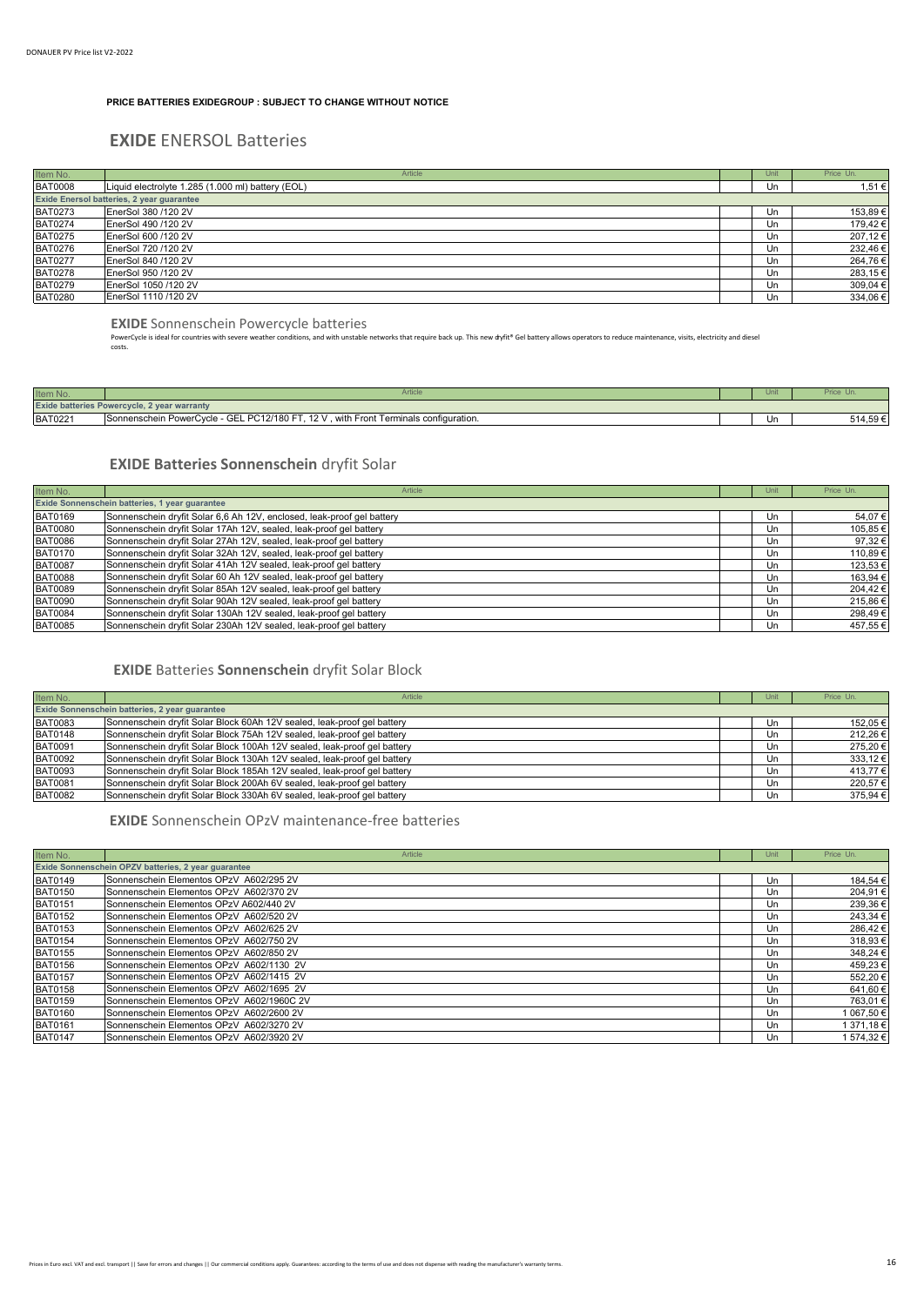**PRICE BATTERIES EXIDEGROUP : SUBJECT TO CHANGE WITHOUT NOTICE**

## **EXIDE** ENERSOL Batteries

| Item No. | Article | Unit | Price Un. |
|---|---|---|---|
| BAT0008 | Liquid electrolyte 1.285 (1.000 ml) battery (EOL) | Un | 1,51 € |
| **Exide Enersol batteries, 2 year guarantee** | | | |
| BAT0273 | EnerSol 380 /120 2V | Un | 153,89 € |
| BAT0274 | EnerSol 490 /120 2V | Un | 179,42 € |
| BAT0275 | EnerSol 600 /120 2V | Un | 207,12 € |
| BAT0276 | EnerSol 720 /120 2V | Un | 232,46 € |
| BAT0277 | EnerSol 840 /120 2V | Un | 264,76 € |
| BAT0278 | EnerSol 950 /120 2V | Un | 283,15 € |
| BAT0279 | EnerSol 1050 /120 2V | Un | 309,04 € |
| BAT0280 | EnerSol 1110 /120 2V | Un | 334,06 € |

### **EXIDE** Sonnenschein Powercycle batteries

PowerCycle is ideal for countries with severe weather conditions, and with unstable networks that require back up. This new dryfit® Gel battery allows operators to reduce maintenance, visits, electricity and diesel costs.

| Item No. | Article | Unit | Price Un. |
|---|---|---|---|
| **Exide batteries Powercycle, 2 year warranty** | | | |
| BAT0221 | Sonnenschein PowerCycle - GEL PC12/180 FT, 12 V , with Front Terminals configuration. | Un | 514,59 € |

## **EXIDE Batteries Sonnenschein** dryfit Solar

| Item No. | Article | Unit | Price Un. |
|---|---|---|---|
| **Exide Sonnenschein batteries, 1 year guarantee** | | | |
| BAT0169 | Sonnenschein dryfit Solar 6,6 Ah 12V, enclosed, leak-proof gel battery | Un | 54,07 € |
| BAT0080 | Sonnenschein dryfit Solar 17Ah 12V, sealed, leak-proof gel battery | Un | 105,85 € |
| BAT0086 | Sonnenschein dryfit Solar 27Ah 12V, sealed, leak-proof gel battery | Un | 97,32 € |
| BAT0170 | Sonnenschein dryfit Solar 32Ah 12V, sealed, leak-proof gel battery | Un | 110,89 € |
| BAT0087 | Sonnenschein dryfit Solar 41Ah 12V sealed, leak-proof gel battery | Un | 123,53 € |
| BAT0088 | Sonnenschein dryfit Solar 60 Ah 12V sealed, leak-proof gel battery | Un | 163,94 € |
| BAT0089 | Sonnenschein dryfit Solar 85Ah 12V sealed, leak-proof gel battery | Un | 204,42 € |
| BAT0090 | Sonnenschein dryfit Solar 90Ah 12V sealed, leak-proof gel battery | Un | 215,86 € |
| BAT0084 | Sonnenschein dryfit Solar 130Ah 12V sealed, leak-proof gel battery | Un | 298,49 € |
| BAT0085 | Sonnenschein dryfit Solar 230Ah 12V sealed, leak-proof gel battery | Un | 457,55 € |

## **EXIDE** Batteries **Sonnenschein** dryfit Solar Block

| Item No. | Article | Unit | Price Un. |
|---|---|---|---|
| **Exide Sonnenschein batteries, 2 year guarantee** | | | |
| BAT0083 | Sonnenschein dryfit Solar Block 60Ah 12V sealed, leak-proof gel battery | Un | 152,05 € |
| BAT0148 | Sonnenschein dryfit Solar Block 75Ah 12V sealed, leak-proof gel battery | Un | 212,26 € |
| BAT0091 | Sonnenschein dryfit Solar Block 100Ah 12V sealed, leak-proof gel battery | Un | 275,20 € |
| BAT0092 | Sonnenschein dryfit Solar Block 130Ah 12V sealed, leak-proof gel battery | Un | 333,12 € |
| BAT0093 | Sonnenschein dryfit Solar Block 185Ah 12V sealed, leak-proof gel battery | Un | 413,77 € |
| BAT0081 | Sonnenschein dryfit Solar Block 200Ah 6V sealed, leak-proof gel battery | Un | 220,57 € |
| BAT0082 | Sonnenschein dryfit Solar Block 330Ah 6V sealed, leak-proof gel battery | Un | 375,94 € |

### **EXIDE** Sonnenschein OPzV maintenance-free batteries

| Item No. | Article | Unit | Price Un. |
|---|---|---|---|
| **Exide Sonnenschein OPZV batteries, 2 year guarantee** | | | |
| BAT0149 | Sonnenschein Elementos OPzV A602/295 2V | Un | 184,54 € |
| BAT0150 | Sonnenschein Elementos OPzV A602/370 2V | Un | 204,91 € |
| BAT0151 | Sonnenschein Elementos OPzV A602/440 2V | Un | 239,36 € |
| BAT0152 | Sonnenschein Elementos OPzV A602/520 2V | Un | 243,34 € |
| BAT0153 | Sonnenschein Elementos OPzV A602/625 2V | Un | 286,42 € |
| BAT0154 | Sonnenschein Elementos OPzV A602/750 2V | Un | 318,93 € |
| BAT0155 | Sonnenschein Elementos OPzV A602/850 2V | Un | 348,24 € |
| BAT0156 | Sonnenschein Elementos OPzV A602/1130 2V | Un | 459,23 € |
| BAT0157 | Sonnenschein Elementos OPzV A602/1415 2V | Un | 552,20 € |
| BAT0158 | Sonnenschein Elementos OPzV A602/1695 2V | Un | 641,60 € |
| BAT0159 | Sonnenschein Elementos OPzV A602/1960C 2V | Un | 763,01 € |
| BAT0160 | Sonnenschein Elementos OPzV A602/2600 2V | Un | 1 067,50 € |
| BAT0161 | Sonnenschein Elementos OPzV A602/3270 2V | Un | 1 371,18 € |
| BAT0147 | Sonnenschein Elementos OPzV A602/3920 2V | Un | 1 574,32 € |

Prices in Euro excl. VAT and excl. transport || Save for errors and changes || Our commercial conditions apply. Guarantees: according to the terms of use and does not dispense with reading the manufacturer's warranty terms.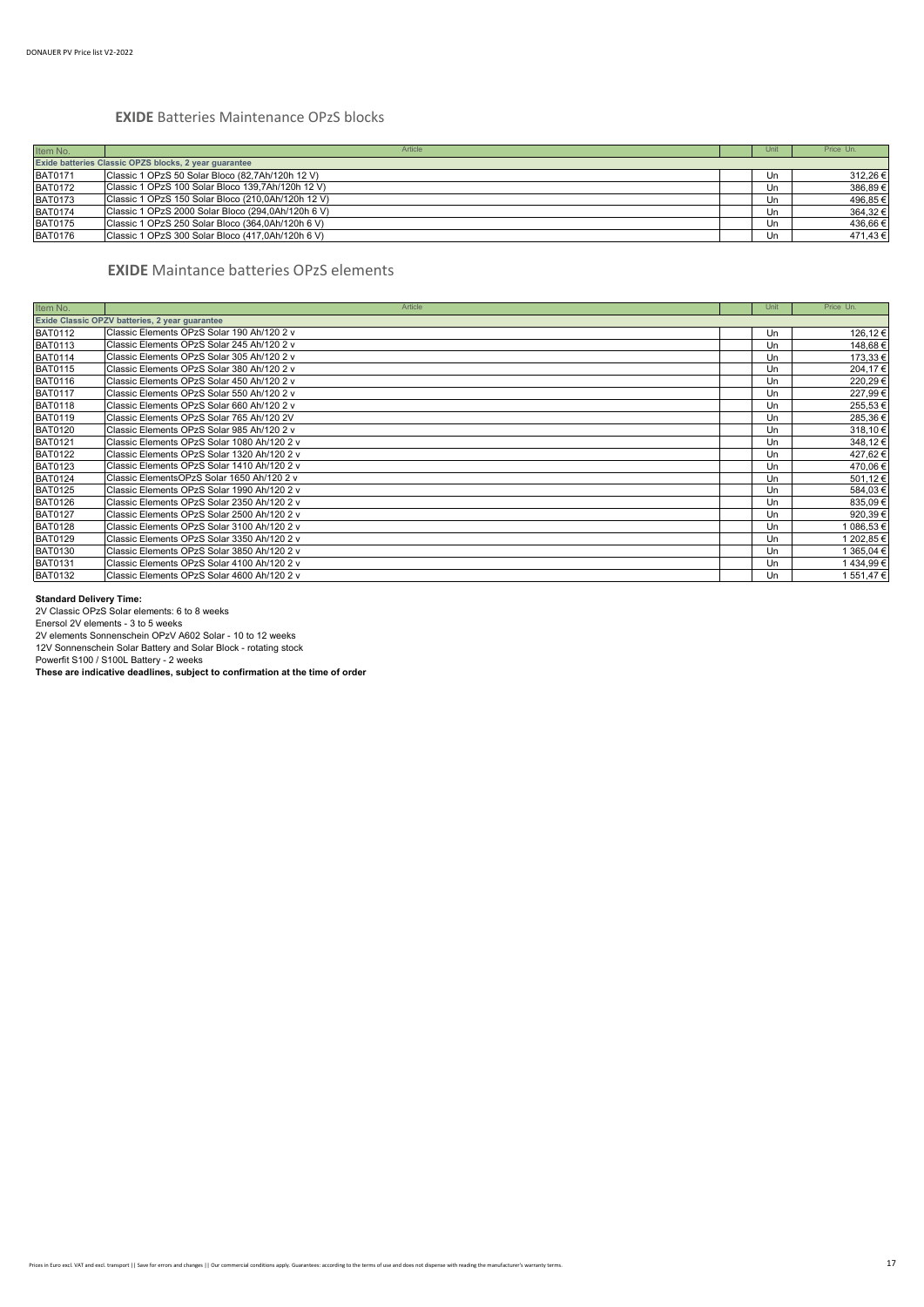## **EXIDE** Batteries Maintenance OPzS blocks

| Item No. | Article | | Unit | Price Un. |
|---|---|---|---|---|
| **Exide batteries Classic OPZS blocks, 2 year guarantee** | | | | |
| BAT0171 | Classic 1 OPzS 50 Solar Bloco (82,7Ah/120h 12 V) | | Un | 312,26 € |
| BAT0172 | Classic 1 OPzS 100 Solar Bloco 139,7Ah/120h 12 V) | | Un | 386,89 € |
| BAT0173 | Classic 1 OPzS 150 Solar Bloco (210,0Ah/120h 12 V) | | Un | 496,85 € |
| BAT0174 | Classic 1 OPzS 2000 Solar Bloco (294,0Ah/120h 6 V) | | Un | 364,32 € |
| BAT0175 | Classic 1 OPzS 250 Solar Bloco (364,0Ah/120h 6 V) | | Un | 436,66 € |
| BAT0176 | Classic 1 OPzS 300 Solar Bloco (417,0Ah/120h 6 V) | | Un | 471,43 € |

## **EXIDE** Maintance batteries OPzS elements

| Item No. | Article | | Unit | Price Un. |
|---|---|---|---|---|
| **Exide Classic OPZV batteries, 2 year guarantee** | | | | |
| BAT0112 | Classic Elements OPzS Solar 190 Ah/120 2 v | | Un | 126,12 € |
| BAT0113 | Classic Elements OPzS Solar 245 Ah/120 2 v | | Un | 148,68 € |
| BAT0114 | Classic Elements OPzS Solar 305 Ah/120 2 v | | Un | 173,33 € |
| BAT0115 | Classic Elements OPzS Solar 380 Ah/120 2 v | | Un | 204,17 € |
| BAT0116 | Classic Elements OPzS Solar 450 Ah/120 2 v | | Un | 220,29 € |
| BAT0117 | Classic Elements OPzS Solar 550 Ah/120 2 v | | Un | 227,99 € |
| BAT0118 | Classic Elements OPzS Solar 660 Ah/120 2 v | | Un | 255,53 € |
| BAT0119 | Classic Elements OPzS Solar 765 Ah/120 2V | | Un | 285,36 € |
| BAT0120 | Classic Elements OPzS Solar 985 Ah/120 2 v | | Un | 318,10 € |
| BAT0121 | Classic Elements OPzS Solar 1080 Ah/120 2 v | | Un | 348,12 € |
| BAT0122 | Classic Elements OPzS Solar 1320 Ah/120 2 v | | Un | 427,62 € |
| BAT0123 | Classic Elements OPzS Solar 1410 Ah/120 2 v | | Un | 470,06 € |
| BAT0124 | Classic ElementsOPzS Solar 1650 Ah/120 2 v | | Un | 501,12 € |
| BAT0125 | Classic Elements OPzS Solar 1990 Ah/120 2 v | | Un | 584,03 € |
| BAT0126 | Classic Elements OPzS Solar 2350 Ah/120 2 v | | Un | 835,09 € |
| BAT0127 | Classic Elements OPzS Solar 2500 Ah/120 2 v | | Un | 920,39 € |
| BAT0128 | Classic Elements OPzS Solar 3100 Ah/120 2 v | | Un | 1 086,53 € |
| BAT0129 | Classic Elements OPzS Solar 3350 Ah/120 2 v | | Un | 1 202,85 € |
| BAT0130 | Classic Elements OPzS Solar 3850 Ah/120 2 v | | Un | 1 365,04 € |
| BAT0131 | Classic Elements OPzS Solar 4100 Ah/120 2 v | | Un | 1 434,99 € |
| BAT0132 | Classic Elements OPzS Solar 4600 Ah/120 2 v | | Un | 1 551,47 € |

**Standard Delivery Time:**

2V Classic OPzS Solar elements: 6 to 8 weeks

Enersol 2V elements - 3 to 5 weeks

2V elements Sonnenschein OPzV A602 Solar - 10 to 12 weeks

12V Sonnenschein Solar Battery and Solar Block - rotating stock

Powerfit S100 / S100L Battery - 2 weeks

**These are indicative deadlines, subject to confirmation at the time of order**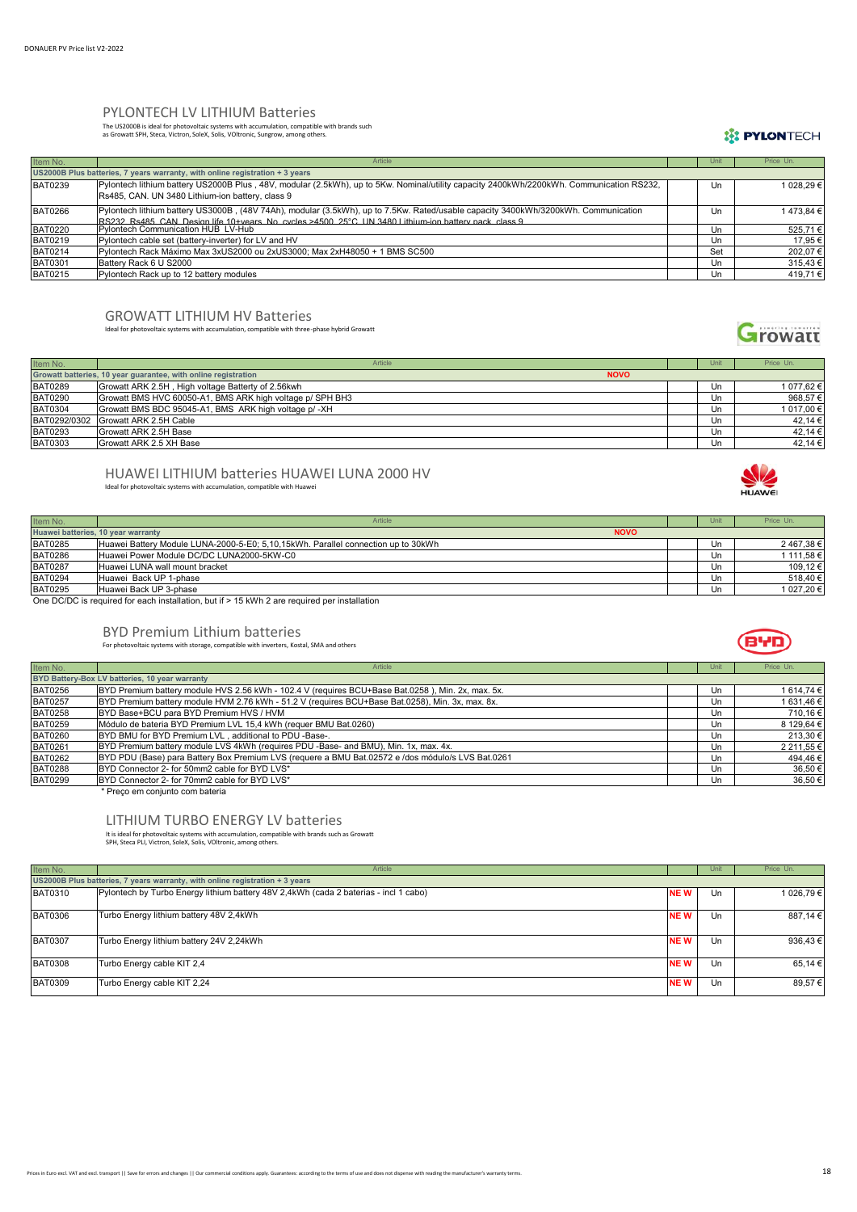## PYLONTECH LV LITHIUM Batteries

The US2000B is ideal for photovoltaic systems with accumulation, compatible with brands such as Growatt SPH, Steca, Victron, SoleX, Solis, VOltronic, Sungrow, among others.

| Item No. | Article | | Unit | Price Un. |
|---|---|---|---|---|
| **US2000B Plus batteries, 7 years warranty, with online registration + 3 years** | | | | |
| BAT0239 | Pylontech lithium battery US2000B Plus , 48V, modular (2.5kWh), up to 5Kw. Nominal/utility capacity 2400kWh/2200kWh. Communication RS232, Rs485, CAN. UN 3480 Lithium-ion battery, class 9 | | Un | 1 028,29 € |
| BAT0266 | Pylontech lithium battery US3000B , (48V 74Ah), modular (3.5kWh), up to 7.5Kw. Rated/usable capacity 3400kWh/3200kWh. Communication RS232, Rs485, CAN. Design life 10+years. No. cycles >4500, 25°C. UN 3480 Lithium-ion battery pack, class 9 | | Un | 1 473,84 € |
| BAT0220 | Pylontech Communication HUB LV-Hub | | Un | 525,71 € |
| BAT0219 | Pylontech cable set (battery-inverter) for LV and HV | | Un | 17,95 € |
| BAT0214 | Pylontech Rack Máximo Max 3xUS2000 ou 2xUS3000; Max 2xH48050 + 1 BMS SC500 | | Set | 202,07 € |
| BAT0301 | Battery Rack 6 U S2000 | | Un | 315,43 € |
| BAT0215 | Pylontech Rack up to 12 battery modules | | Un | 419,71 € |

## GROWATT LITHIUM HV Batteries

Ideal for photovoltaic systems with accumulation, compatible with three-phase hybrid Growatt

| Item No. | Article | | Unit | Price Un. |
|---|---|---|---|---|
| **Growatt batteries, 10 year guarantee, with online registration** | **NOVO** | | | |
| BAT0289 | Growatt ARK 2.5H , High voltage Battery of 2.56kwh | | Un | 1 077,62 € |
| BAT0290 | Growatt BMS HVC 60050-A1, BMS ARK high voltage p/ SPH BH3 | | Un | 968,57 € |
| BAT0304 | Growatt BMS BDC 95045-A1, BMS ARK high voltage p/ -XH | | Un | 1 017,00 € |
| BAT0292/0302 | Growatt ARK 2.5H Cable | | Un | 42,14 € |
| BAT0293 | Growatt ARK 2.5H Base | | Un | 42,14 € |
| BAT0303 | Growatt ARK 2.5 XH Base | | Un | 42,14 € |

## HUAWEI LITHIUM batteries HUAWEI LUNA 2000 HV

Ideal for photovoltaic systems with accumulation, compatible with Huawei

| Item No. | Article | | Unit | Price Un. |
|---|---|---|---|---|
| **Huawei batteries, 10 year warranty** | **NOVO** | | | |
| BAT0285 | Huawei Battery Module LUNA-2000-5-E0; 5,10,15kWh. Parallel connection up to 30kWh | | Un | 2 467,38 € |
| BAT0286 | Huawei Power Module DC/DC LUNA2000-5KW-C0 | | Un | 1 111,58 € |
| BAT0287 | Huawei LUNA wall mount bracket | | Un | 109,12 € |
| BAT0294 | Huawei Back UP 1-phase | | Un | 518,40 € |
| BAT0295 | Huawei Back UP 3-phase | | Un | 1 027,20 € |

One DC/DC is required for each installation, but if > 15 kWh 2 are required per installation

## BYD Premium Lithium batteries

For photovoltaic systems with storage, compatible with inverters, Kostal, SMA and others

| Item No. | Article | | Unit | Price Un. |
|---|---|---|---|---|
| **BYD Battery-Box LV batteries, 10 year warranty** | | | | |
| BAT0256 | BYD Premium battery module HVS 2.56 kWh - 102.4 V (requires BCU+Base Bat.0258 ), Min. 2x, max. 5x. | | Un | 1 614,74 € |
| BAT0257 | BYD Premium battery module HVM 2.76 kWh - 51.2 V (requires BCU+Base Bat.0258), Min. 3x, max. 8x. | | Un | 1 631,46 € |
| BAT0258 | BYD Base+BCU para BYD Premium HVS / HVM | | Un | 710,16 € |
| BAT0259 | Módulo de bateria BYD Premium LVL 15,4 kWh (requer BMU Bat.0260) | | Un | 8 129,64 € |
| BAT0260 | BYD BMU for BYD Premium LVL , additional to PDU -Base-. | | Un | 213,30 € |
| BAT0261 | BYD Premium battery module LVS 4kWh (requires PDU -Base- and BMU), Min. 1x, max. 4x. | | Un | 2 211,55 € |
| BAT0262 | BYD PDU (Base) para Battery Box Premium LVS (requere a BMU Bat.02572 e /dos módulo/s LVS Bat.0261 | | Un | 494,46 € |
| BAT0288 | BYD Connector 2- for 50mm2 cable for BYD LVS* | | Un | 36,50 € |
| BAT0299 | BYD Connector 2- for 70mm2 cable for BYD LVS* | | Un | 36,50 € |

\* Preço em conjunto com bateria

## LITHIUM TURBO ENERGY LV batteries

It is ideal for photovoltaic systems with accumulation, compatible with brands such as Growatt SPH, Steca PLI, Victron, SoleX, Solis, VOltronic, among others.

| Item No. | Article | | Unit | Price Un. |
|---|---|---|---|---|
| **US2000B Plus batteries, 7 years warranty, with online registration + 3 years** | | | | |
| BAT0310 | Pylontech by Turbo Energy lithium battery 48V 2,4kWh (cada 2 baterias - incl 1 cabo) | NEW | Un | 1 026,79 € |
| BAT0306 | Turbo Energy lithium battery 48V 2,4kWh | NEW | Un | 887,14 € |
| BAT0307 | Turbo Energy lithium battery 24V 2,24kWh | NEW | Un | 936,43 € |
| BAT0308 | Turbo Energy cable KIT 2,4 | NEW | Un | 65,14 € |
| BAT0309 | Turbo Energy cable KIT 2,24 | NEW | Un | 89,57 € |

Prices in Euro excl. VAT and excl. transport || Save for errors and changes || Our commercial conditions apply. Guarantees: according to the terms of use and does not dispense with reading the manufacturer's warranty terms.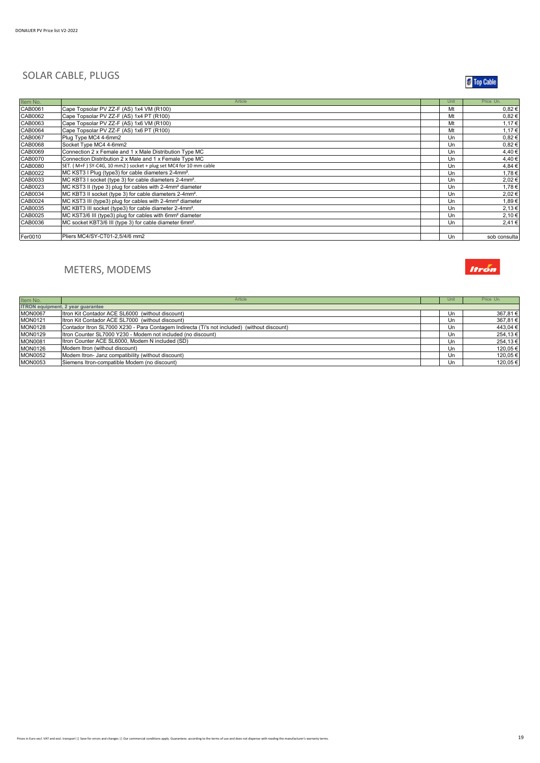## SOLAR CABLE, PLUGS

Top Cable

| Item No. | Article | | Unit | Price Un. |
|---|---|---|---|---|
| CAB0061 | Cape Topsolar PV ZZ-F (AS) 1x4 VM (R100) | | Mt | 0,82 € |
| CAB0062 | Cape Topsolar PV ZZ-F (AS) 1x4 PT (R100) | | Mt | 0,82 € |
| CAB0063 | Cape Topsolar PV ZZ-F (AS) 1x6 VM (R100) | | Mt | 1,17 € |
| CAB0064 | Cape Topsolar PV ZZ-F (AS) 1x6 PT (R100) | | Mt | 1,17 € |
| CAB0067 | Plug Type MC4 4-6mm2 | | Un | 0,82 € |
| CAB0068 | Socket Type MC4 4-6mm2 | | Un | 0,82 € |
| CAB0069 | Connection 2 x Female and 1 x Male Distribution Type MC | | Un | 4,40 € |
| CAB0070 | Connection Distribution 2 x Male and 1 x Female Type MC | | Un | 4,40 € |
| CAB0080 | SET. ( M+F ) SY-C4G, 10 mm2 ) socket + plug set MC4 for 10 mm cable | | Un | 4,84 € |
| CAB0022 | MC KST3 I Plug (type3) for cable diameters 2-4mm². | | Un | 1,78 € |
| CAB0033 | MC KBT3 I socket (type 3) for cable diameters 2-4mm². | | Un | 2,02 € |
| CAB0023 | MC KST3 II (type 3) plug for cables with 2-4mm² diameter | | Un | 1,78 € |
| CAB0034 | MC KBT3 II socket (type 3) for cable diameters 2-4mm². | | Un | 2,02 € |
| CAB0024 | MC KST3 III (type3) plug for cables with 2-4mm² diameter | | Un | 1,89 € |
| CAB0035 | MC KBT3 III socket (type3) for cable diameter 2-4mm². | | Un | 2,13 € |
| CAB0025 | MC KST3/6 III (type3) plug for cables with 6mm² diameter | | Un | 2,10 € |
| CAB0036 | MC socket KBT3/6 III (type 3) for cable diameter 6mm². | | Un | 2,41 € |
| | | | | |
| Fer0010 | Pliers MC4/SY-CT01-2,5/4/6 mm2 | | Un | sob consulta |

## METERS, MODEMS

Itron

| Item No. | Article | | Unit | Price Un. |
|---|---|---|---|---|
| **ITRON equipment, 2 year guarantee** | | | | |
| MON0067 | Itron Kit Contador ACE SL6000 (without discount) | | Un | 367,81 € |
| MON0121 | Itron Kit Contador ACE SL7000 (without discount) | | Un | 367,81 € |
| MON0128 | Contador Itron SL7000 X230 - Para Contagem Indirecta (Ti's not included) (without discount) | | Un | 443,04 € |
| MON0129 | Itron Counter SL7000 Y230 - Modem not included (no discount) | | Un | 254,13 € |
| MON0081 | Itron Counter ACE SL6000, Modem N included (SD) | | Un | 254,13 € |
| MON0126 | Modem Itron (without discount) | | Un | 120,05 € |
| MON0052 | Modem Itron- Janz compatibility (without discount) | | Un | 120,05 € |
| MON0053 | Siemens Itron-compatible Modem (no discount) | | Un | 120,05 € |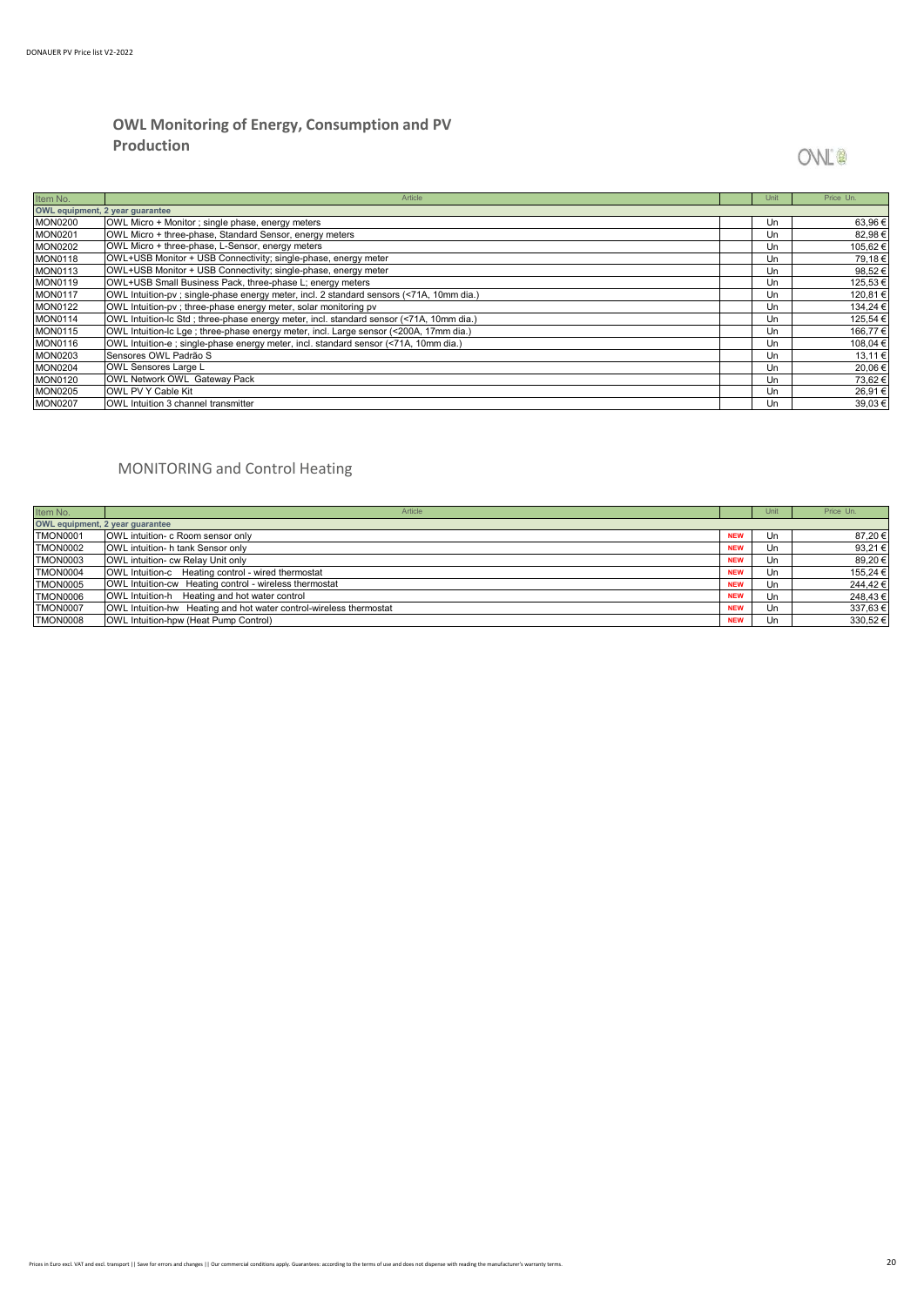## OWL Monitoring of Energy, Consumption and PV Production

OWL

| Item No. | Article | | Unit | Price Un. |
|---|---|---|---|---|
| **OWL equipment, 2 year guarantee** | | | | |
| MON0200 | OWL Micro + Monitor ; single phase, energy meters | | Un | 63,96 € |
| MON0201 | OWL Micro + three-phase, Standard Sensor, energy meters | | Un | 82,98 € |
| MON0202 | OWL Micro + three-phase, L-Sensor, energy meters | | Un | 105,62 € |
| MON0118 | OWL+USB Monitor + USB Connectivity; single-phase, energy meter | | Un | 79,18 € |
| MON0113 | OWL+USB Monitor + USB Connectivity; single-phase, energy meter | | Un | 98,52 € |
| MON0119 | OWL+USB Small Business Pack, three-phase L; energy meters | | Un | 125,53 € |
| MON0117 | OWL Intuition-pv ; single-phase energy meter, incl. 2 standard sensors (<71A, 10mm dia.) | | Un | 120,81 € |
| MON0122 | OWL Intuition-pv ; three-phase energy meter, solar monitoring pv | | Un | 134,24 € |
| MON0114 | OWL Intuition-lc Std ; three-phase energy meter, incl. standard sensor (<71A, 10mm dia.) | | Un | 125,54 € |
| MON0115 | OWL Intuition-lc Lge ; three-phase energy meter, incl. Large sensor (<200A, 17mm dia.) | | Un | 166,77 € |
| MON0116 | OWL Intuition-e ; single-phase energy meter, incl. standard sensor (<71A, 10mm dia.) | | Un | 108,04 € |
| MON0203 | Sensores OWL Padrão S | | Un | 13,11 € |
| MON0204 | OWL Sensores Large L | | Un | 20,06 € |
| MON0120 | OWL Network OWL Gateway Pack | | Un | 73,62 € |
| MON0205 | OWL PV Y Cable Kit | | Un | 26,91 € |
| MON0207 | OWL Intuition 3 channel transmitter | | Un | 39,03 € |

## MONITORING and Control Heating

| Item No. | Article | | Unit | Price Un. |
|---|---|---|---|---|
| **OWL equipment, 2 year guarantee** | | | | |
| TMON0001 | OWL intuition- c Room sensor only | NEW | Un | 87,20 € |
| TMON0002 | OWL intuition- h tank Sensor only | NEW | Un | 93,21 € |
| TMON0003 | OWL intuition- cw Relay Unit only | NEW | Un | 89,20 € |
| TMON0004 | OWL Intuition-c Heating control - wired thermostat | NEW | Un | 155,24 € |
| TMON0005 | OWL Intuition-cw Heating control - wireless thermostat | NEW | Un | 244,42 € |
| TMON0006 | OWL Intuition-h Heating and hot water control | NEW | Un | 248,43 € |
| TMON0007 | OWL Intuition-hw Heating and hot water control-wireless thermostat | NEW | Un | 337,63 € |
| TMON0008 | OWL Intuition-hpw (Heat Pump Control) | NEW | Un | 330,52 € |

Prices in Euro excl. VAT and excl. transport || Save for errors and changes || Our commercial conditions apply. Guarantees: according to the terms of use and does not dispense with reading the manufacturer's warranty terms.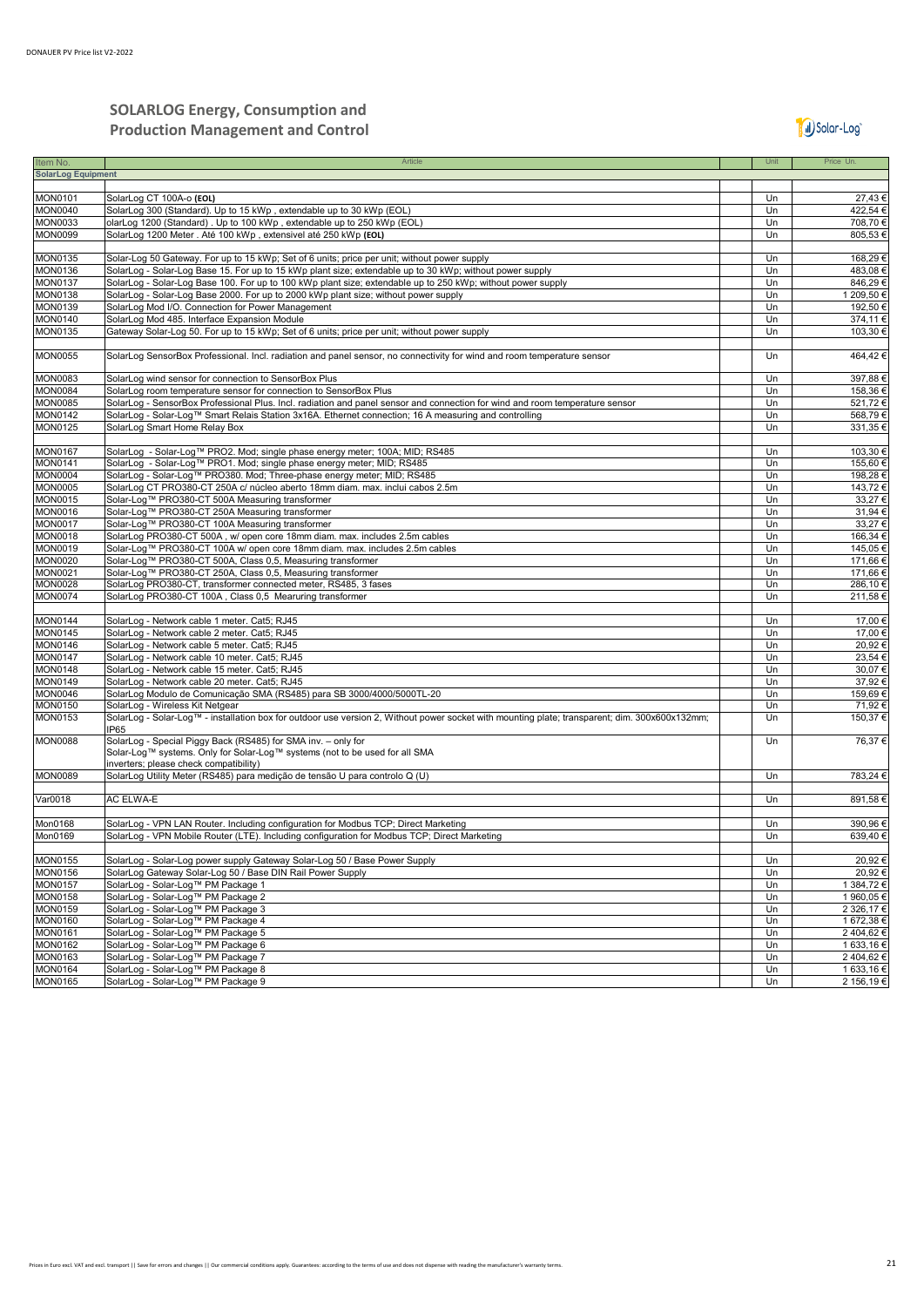## SOLARLOG Energy, Consumption and Production Management and Control

| Item No. | Article | Unit | Price Un. |
|---|---|---|---|
| **SolarLog Equipment** | | | |
| MON0101 | SolarLog CT 100A-o **(EOL)** | Un | 27,43 € |
| MON0040 | SolarLog 300 (Standard). Up to 15 kWp , extendable up to 30 kWp (EOL) | Un | 422,54 € |
| MON0033 | olarLog 1200 (Standard) . Up to 100 kWp , extendable up to 250 kWp (EOL) | Un | 708,70 € |
| MON0099 | SolarLog 1200 Meter . Até 100 kWp , extensível até 250 kWp **(EOL)** | Un | 805,53 € |
| MON0135 | Solar-Log 50 Gateway. For up to 15 kWp; Set of 6 units; price per unit; without power supply | Un | 168,29 € |
| MON0136 | SolarLog - Solar-Log Base 15. For up to 15 kWp plant size; extendable up to 30 kWp; without power supply | Un | 483,08 € |
| MON0137 | SolarLog - Solar-Log Base 100. For up to 100 kWp plant size; extendable up to 250 kWp; without power supply | Un | 846,29 € |
| MON0138 | SolarLog - Solar-Log Base 2000. For up to 2000 kWp plant size; without power supply | Un | 1 209,50 € |
| MON0139 | SolarLog Mod I/O. Connection for Power Management | Un | 192,50 € |
| MON0140 | SolarLog Mod 485. Interface Expansion Module | Un | 374,11 € |
| MON0135 | Gateway Solar-Log 50. For up to 15 kWp; Set of 6 units; price per unit; without power supply | Un | 103,30 € |
| MON0055 | SolarLog SensorBox Professional. Incl. radiation and panel sensor, no connectivity for wind and room temperature sensor | Un | 464,42 € |
| MON0083 | SolarLog wind sensor for connection to SensorBox Plus | Un | 397,88 € |
| MON0084 | SolarLog room temperature sensor for connection to SensorBox Plus | Un | 158,36 € |
| MON0085 | SolarLog - SensorBox Professional Plus. Incl. radiation and panel sensor and connection for wind and room temperature sensor | Un | 521,72 € |
| MON0142 | SolarLog - Solar-Log™ Smart Relais Station 3x16A. Ethernet connection; 16 A measuring and controlling | Un | 568,79 € |
| MON0125 | SolarLog Smart Home Relay Box | Un | 331,35 € |
| MON0167 | SolarLog - Solar-Log™ PRO2. Mod; single phase energy meter; 100A; MID; RS485 | Un | 103,30 € |
| MON0141 | SolarLog - Solar-Log™ PRO1. Mod; single phase energy meter; MID; RS485 | Un | 155,60 € |
| MON0004 | SolarLog - Solar-Log™ PRO380. Mod; Three-phase energy meter; MID; RS485 | Un | 198,28 € |
| MON0005 | SolarLog CT PRO380-CT 250A c/ núcleo aberto 18mm diam. max. inclui cabos 2.5m | Un | 143,72 € |
| MON0015 | Solar-Log™ PRO380-CT 500A Measuring transformer | Un | 33,27 € |
| MON0016 | Solar-Log™ PRO380-CT 250A Measuring transformer | Un | 31,94 € |
| MON0017 | Solar-Log™ PRO380-CT 100A Measuring transformer | Un | 33,27 € |
| MON0018 | SolarLog PRO380-CT 500A , w/ open core 18mm diam. max. includes 2.5m cables | Un | 166,34 € |
| MON0019 | Solar-Log™ PRO380-CT 100A w/ open core 18mm diam. max. includes 2.5m cables | Un | 145,05 € |
| MON0020 | Solar-Log™ PRO380-CT 500A, Class 0,5, Measuring transformer | Un | 171,66 € |
| MON0021 | Solar-Log™ PRO380-CT 250A, Class 0,5, Measuring transformer | Un | 171,66 € |
| MON0028 | SolarLog PRO380-CT, transformer connected meter, RS485, 3 fases | Un | 286,10 € |
| MON0074 | SolarLog PRO380-CT 100A , Class 0,5 Mearuring transformer | Un | 211,58 € |
| MON0144 | SolarLog - Network cable 1 meter. Cat5; RJ45 | Un | 17,00 € |
| MON0145 | SolarLog - Network cable 2 meter. Cat5; RJ45 | Un | 17,00 € |
| MON0146 | SolarLog - Network cable 5 meter. Cat5; RJ45 | Un | 20,92 € |
| MON0147 | SolarLog - Network cable 10 meter. Cat5; RJ45 | Un | 23,54 € |
| MON0148 | SolarLog - Network cable 15 meter. Cat5; RJ45 | Un | 30,07 € |
| MON0149 | SolarLog - Network cable 20 meter. Cat5; RJ45 | Un | 37,92 € |
| MON0046 | SolarLog Modulo de Comunicação SMA (RS485) para SB 3000/4000/5000TL-20 | Un | 159,69 € |
| MON0150 | SolarLog - Wireless Kit Netgear | Un | 71,92 € |
| MON0153 | SolarLog - Solar-Log™ - installation box for outdoor use version 2, Without power socket with mounting plate; transparent; dim. 300x600x132mm; IP65 | Un | 150,37 € |
| MON0088 | SolarLog - Special Piggy Back (RS485) for SMA inv. – only for Solar-Log™ systems. Only for Solar-Log™ systems (not to be used for all SMA inverters; please check compatibility) | Un | 76,37 € |
| MON0089 | SolarLog Utility Meter (RS485) para medição de tensão U para controlo Q (U) | Un | 783,24 € |
| Var0018 | AC ELWA-E | Un | 891,58 € |
| Mon0168 | SolarLog - VPN LAN Router. Including configuration for Modbus TCP; Direct Marketing | Un | 390,96 € |
| Mon0169 | SolarLog - VPN Mobile Router (LTE). Including configuration for Modbus TCP; Direct Marketing | Un | 639,40 € |
| MON0155 | SolarLog - Solar-Log power supply Gateway Solar-Log 50 / Base Power Supply | Un | 20,92 € |
| MON0156 | SolarLog Gateway Solar-Log 50 / Base DIN Rail Power Supply | Un | 20,92 € |
| MON0157 | SolarLog - Solar-Log™ PM Package 1 | Un | 1 384,72 € |
| MON0158 | SolarLog - Solar-Log™ PM Package 2 | Un | 1 960,05 € |
| MON0159 | SolarLog - Solar-Log™ PM Package 3 | Un | 2 326,17 € |
| MON0160 | SolarLog - Solar-Log™ PM Package 4 | Un | 1 672,38 € |
| MON0161 | SolarLog - Solar-Log™ PM Package 5 | Un | 2 404,62 € |
| MON0162 | SolarLog - Solar-Log™ PM Package 6 | Un | 1 633,16 € |
| MON0163 | SolarLog - Solar-Log™ PM Package 7 | Un | 2 404,62 € |
| MON0164 | SolarLog - Solar-Log™ PM Package 8 | Un | 1 633,16 € |
| MON0165 | SolarLog - Solar-Log™ PM Package 9 | Un | 2 156,19 € |

Prices in Euro excl. VAT and excl. transport || Save for errors and changes || Our commercial conditions apply. Guarantees: according to the terms of use and does not dispense with reading the manufacturer's warranty terms.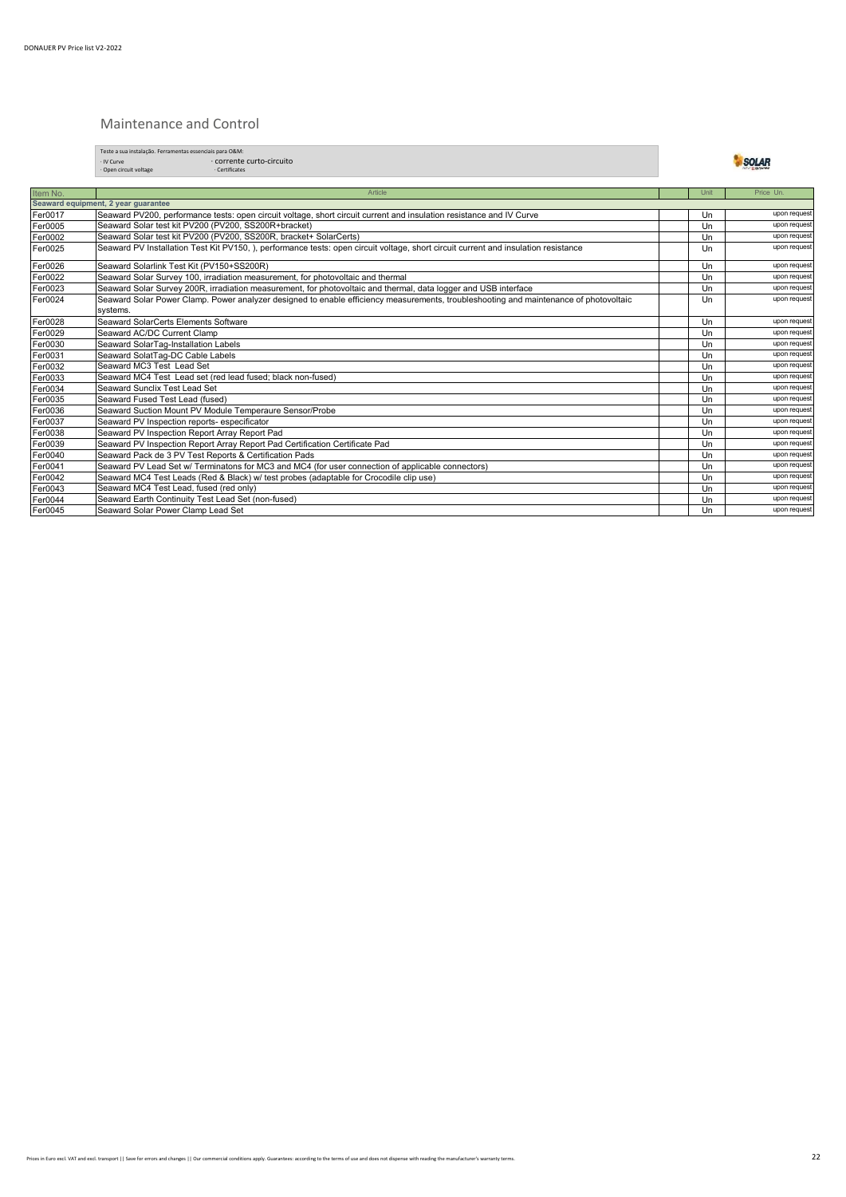## Maintenance and Control

Teste a sua instalação. Ferramentas essenciais para O&M:

- IV Curve
- Open circuit voltage
- corrente curto-circuito
- Certificates

| Item No. | Article | Unit | Price Un. |
|---|---|---|---|
| **Seaward equipment, 2 year guarantee** | | | |
| Fer0017 | Seaward PV200, performance tests: open circuit voltage, short circuit current and insulation resistance and IV Curve | Un | upon request |
| Fer0005 | Seaward Solar test kit PV200 (PV200, SS200R+bracket) | Un | upon request |
| Fer0002 | Seaward Solar test kit PV200 (PV200, SS200R, bracket+ SolarCerts) | Un | upon request |
| Fer0025 | Seaward PV Installation Test Kit PV150, ), performance tests: open circuit voltage, short circuit current and insulation resistance | Un | upon request |
| Fer0026 | Seaward Solarlink Test Kit (PV150+SS200R) | Un | upon request |
| Fer0022 | Seaward Solar Survey 100, irradiation measurement, for photovoltaic and thermal | Un | upon request |
| Fer0023 | Seaward Solar Survey 200R, irradiation measurement, for photovoltaic and thermal, data logger and USB interface | Un | upon request |
| Fer0024 | Seaward Solar Power Clamp. Power analyzer designed to enable efficiency measurements, troubleshooting and maintenance of photovoltaic systems. | Un | upon request |
| Fer0028 | Seaward SolarCerts Elements Software | Un | upon request |
| Fer0029 | Seaward AC/DC Current Clamp | Un | upon request |
| Fer0030 | Seaward SolarTag-Installation Labels | Un | upon request |
| Fer0031 | Seaward SolatTag-DC Cable Labels | Un | upon request |
| Fer0032 | Seaward MC3 Test Lead Set | Un | upon request |
| Fer0033 | Seaward MC4 Test Lead set (red lead fused; black non-fused) | Un | upon request |
| Fer0034 | Seaward Sunclix Test Lead Set | Un | upon request |
| Fer0035 | Seaward Fused Test Lead (fused) | Un | upon request |
| Fer0036 | Seaward Suction Mount PV Module Temperaure Sensor/Probe | Un | upon request |
| Fer0037 | Seaward PV Inspection reports- especificator | Un | upon request |
| Fer0038 | Seaward PV Inspection Report Array Report Pad | Un | upon request |
| Fer0039 | Seaward PV Inspection Report Array Report Pad Certification Certificate Pad | Un | upon request |
| Fer0040 | Seaward Pack de 3 PV Test Reports & Certification Pads | Un | upon request |
| Fer0041 | Seaward PV Lead Set w/ Terminatons for MC3 and MC4 (for user connection of applicable connectors) | Un | upon request |
| Fer0042 | Seaward MC4 Test Leads (Red & Black) w/ test probes (adaptable for Crocodile clip use) | Un | upon request |
| Fer0043 | Seaward MC4 Test Lead, fused (red only) | Un | upon request |
| Fer0044 | Seaward Earth Continuity Test Lead Set (non-fused) | Un | upon request |
| Fer0045 | Seaward Solar Power Clamp Lead Set | Un | upon request |

Prices in Euro excl. VAT and excl. transport || Save for errors and changes || Our commercial conditions apply. Guarantees: according to the terms of use and does not dispense with reading the manufacturer's warranty terms.